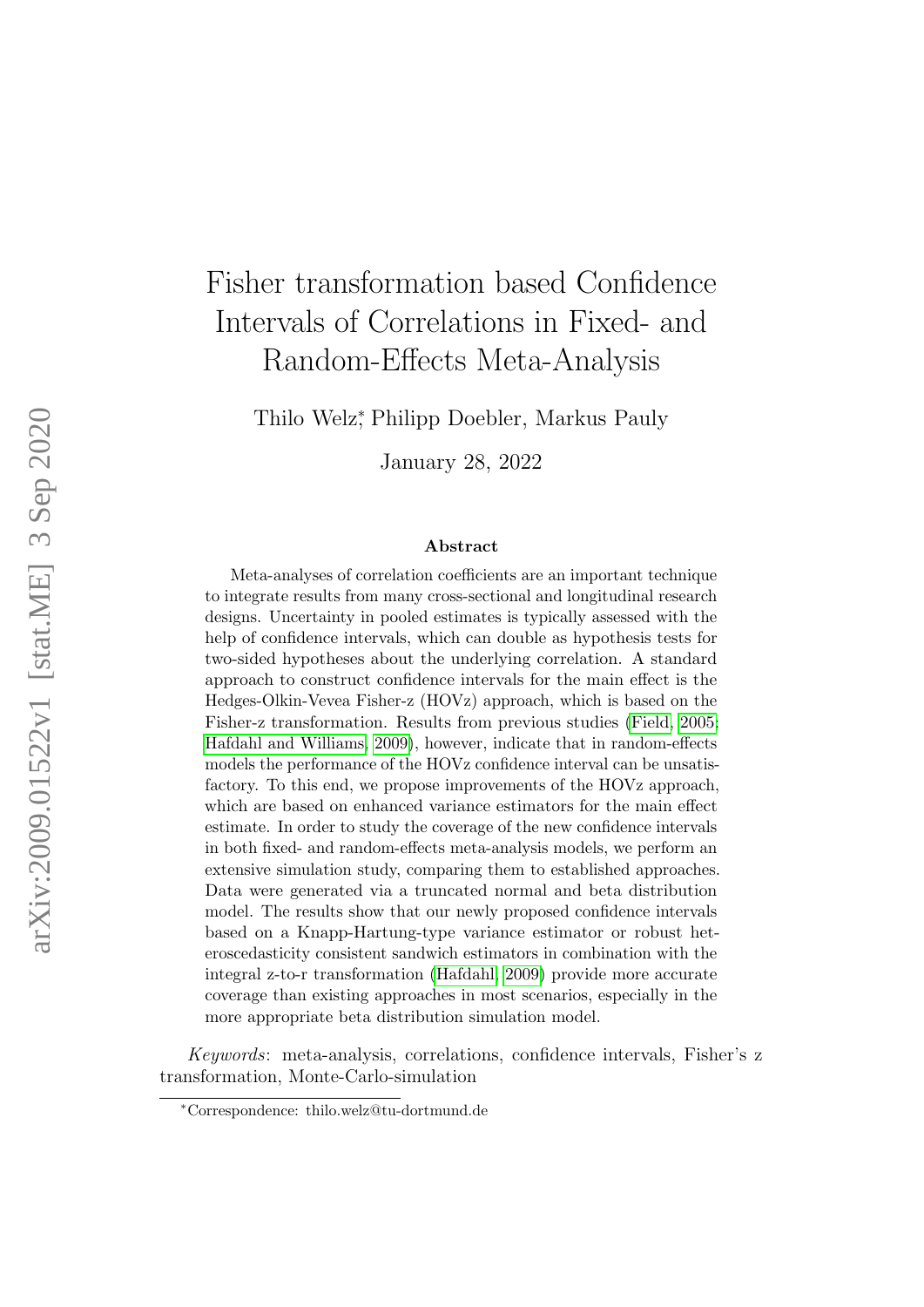# Fisher transformation based Confidence Intervals of Correlations in Fixed- and Random-Effects Meta-Analysis

Thilo Welz[*], Philipp Doebler, Markus Pauly

January 28, 2022

## Abstract

Meta-analyses of correlation coefficients are an important technique to integrate results from many cross-sectional and longitudinal research designs. Uncertainty in pooled estimates is typically assessed with the help of confidence intervals, which can double as hypothesis tests for two-sided hypotheses about the underlying correlation. A standard approach to construct confidence intervals for the main effect is the Hedges-Olkin-Vevea Fisher-z (HOVz) approach, which is based on the Fisher-z transformation. Results from previous studies (Field, 2005; Hafdahl and Williams, 2009), however, indicate that in random-effects models the performance of the HOVz confidence interval can be unsatisfactory. To this end, we propose improvements of the HOVz approach, which are based on enhanced variance estimators for the main effect estimate. In order to study the coverage of the new confidence intervals in both fixed- and random-effects meta-analysis models, we perform an extensive simulation study, comparing them to established approaches. Data were generated via a truncated normal and beta distribution model. The results show that our newly proposed confidence intervals based on a Knapp-Hartung-type variance estimator or robust heteroscedasticity consistent sandwich estimators in combination with the integral z-to-r transformation (Hafdahl, 2009) provide more accurate coverage than existing approaches in most scenarios, especially in the more appropriate beta distribution simulation model.

*Keywords*: meta-analysis, correlations, confidence intervals, Fisher's z transformation, Monte-Carlo-simulation

[*]Correspondence: thilo.welz@tu-dortmund.de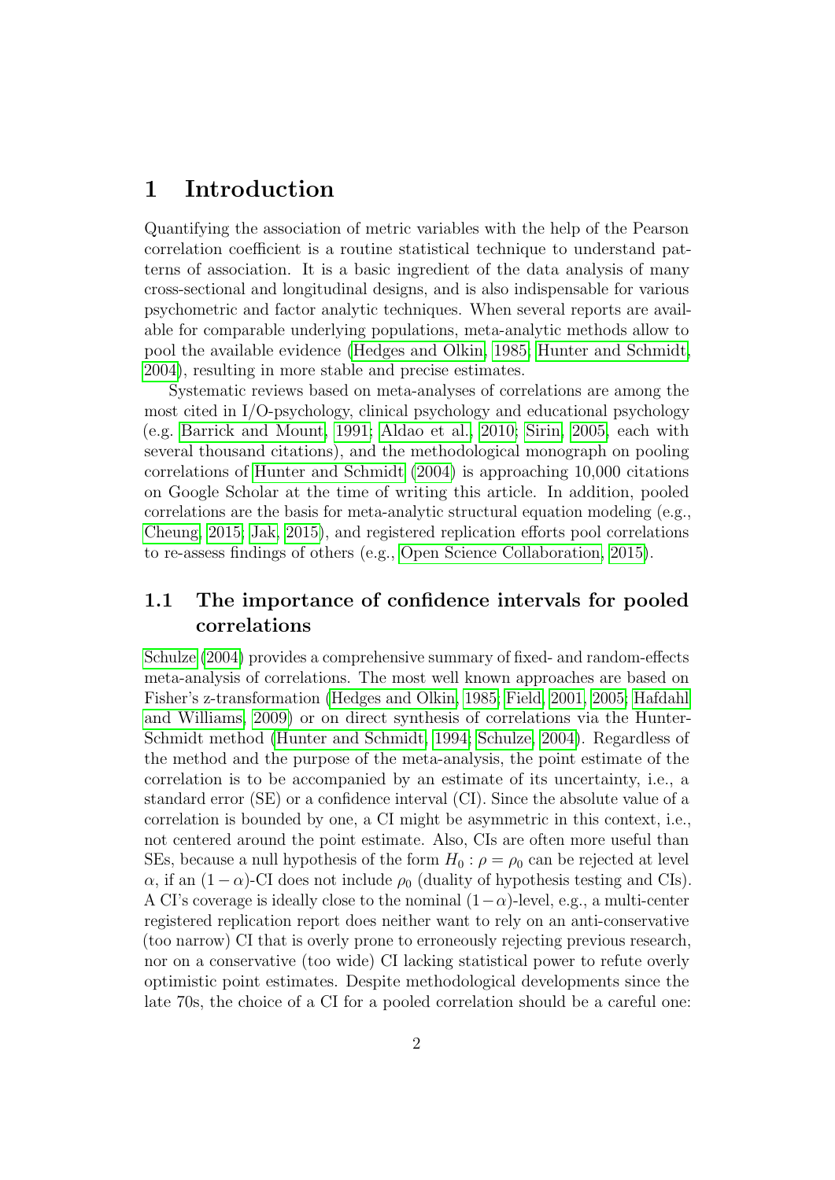# 1 Introduction

Quantifying the association of metric variables with the help of the Pearson correlation coefficient is a routine statistical technique to understand patterns of association. It is a basic ingredient of the data analysis of many cross-sectional and longitudinal designs, and is also indispensable for various psychometric and factor analytic techniques. When several reports are available for comparable underlying populations, meta-analytic methods allow to pool the available evidence (Hedges and Olkin, 1985; Hunter and Schmidt, 2004), resulting in more stable and precise estimates.

Systematic reviews based on meta-analyses of correlations are among the most cited in I/O-psychology, clinical psychology and educational psychology (e.g. Barrick and Mount, 1991; Aldao et al., 2010; Sirin, 2005, each with several thousand citations), and the methodological monograph on pooling correlations of Hunter and Schmidt (2004) is approaching 10,000 citations on Google Scholar at the time of writing this article. In addition, pooled correlations are the basis for meta-analytic structural equation modeling (e.g., Cheung, 2015; Jak, 2015), and registered replication efforts pool correlations to re-assess findings of others (e.g., Open Science Collaboration, 2015).

## 1.1 The importance of confidence intervals for pooled correlations

Schulze (2004) provides a comprehensive summary of fixed- and random-effects meta-analysis of correlations. The most well known approaches are based on Fisher's z-transformation (Hedges and Olkin, 1985; Field, 2001, 2005; Hafdahl and Williams, 2009) or on direct synthesis of correlations via the Hunter-Schmidt method (Hunter and Schmidt, 1994; Schulze, 2004). Regardless of the method and the purpose of the meta-analysis, the point estimate of the correlation is to be accompanied by an estimate of its uncertainty, i.e., a standard error (SE) or a confidence interval (CI). Since the absolute value of a correlation is bounded by one, a CI might be asymmetric in this context, i.e., not centered around the point estimate. Also, CIs are often more useful than SEs, because a null hypothesis of the form $H_0 : \rho = \rho_0$ can be rejected at level $\alpha$, if an $(1 - \alpha)$-CI does not include $\rho_0$ (duality of hypothesis testing and CIs). A CI's coverage is ideally close to the nominal $(1-\alpha)$-level, e.g., a multi-center registered replication report does neither want to rely on an anti-conservative (too narrow) CI that is overly prone to erroneously rejecting previous research, nor on a conservative (too wide) CI lacking statistical power to refute overly optimistic point estimates. Despite methodological developments since the late 70s, the choice of a CI for a pooled correlation should be a careful one: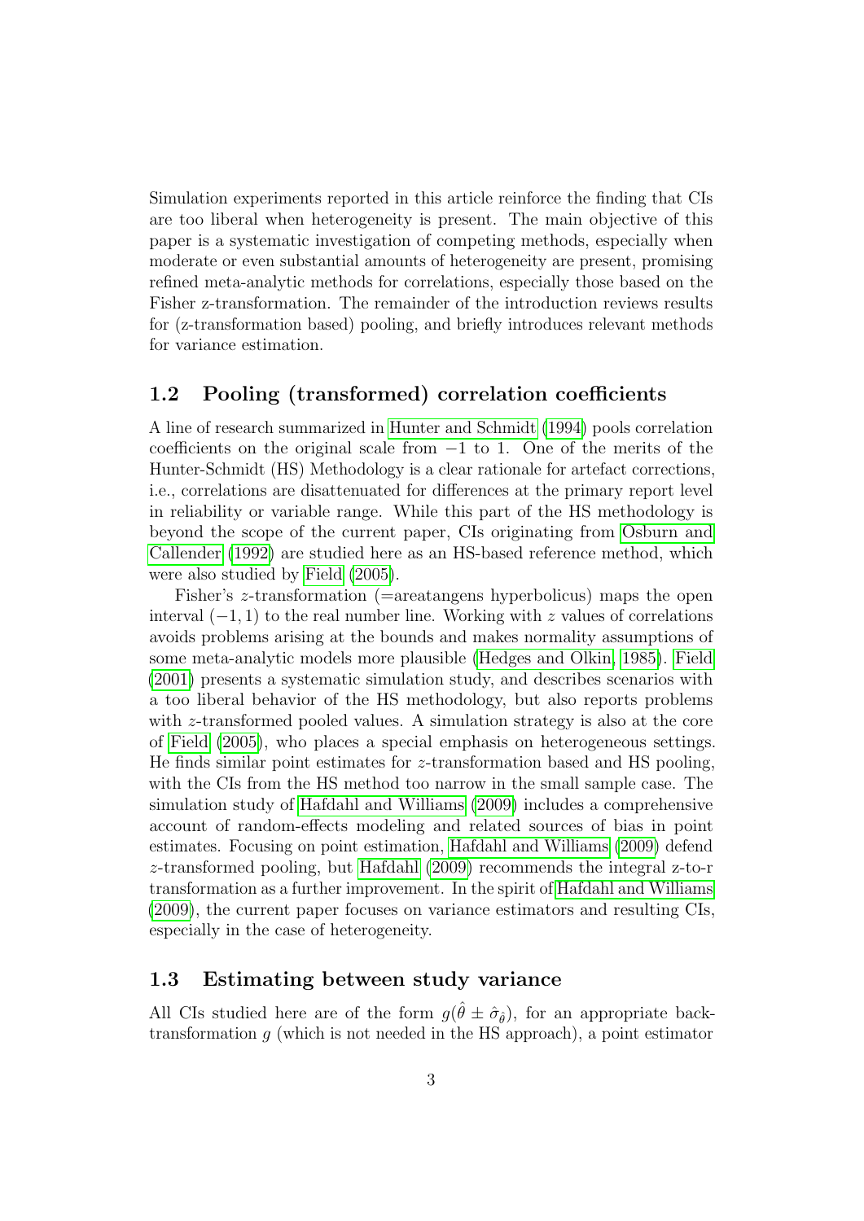Simulation experiments reported in this article reinforce the finding that CIs are too liberal when heterogeneity is present. The main objective of this paper is a systematic investigation of competing methods, especially when moderate or even substantial amounts of heterogeneity are present, promising refined meta-analytic methods for correlations, especially those based on the Fisher z-transformation. The remainder of the introduction reviews results for (z-transformation based) pooling, and briefly introduces relevant methods for variance estimation.

## 1.2 Pooling (transformed) correlation coefficients

A line of research summarized in Hunter and Schmidt (1994) pools correlation coefficients on the original scale from $-1$ to 1. One of the merits of the Hunter-Schmidt (HS) Methodology is a clear rationale for artefact corrections, i.e., correlations are disattenuated for differences at the primary report level in reliability or variable range. While this part of the HS methodology is beyond the scope of the current paper, CIs originating from Osburn and Callender (1992) are studied here as an HS-based reference method, which were also studied by Field (2005).

Fisher's $z$-transformation (=areatangens hyperbolicus) maps the open interval $(-1, 1)$ to the real number line. Working with $z$ values of correlations avoids problems arising at the bounds and makes normality assumptions of some meta-analytic models more plausible (Hedges and Olkin, 1985). Field (2001) presents a systematic simulation study, and describes scenarios with a too liberal behavior of the HS methodology, but also reports problems with $z$-transformed pooled values. A simulation strategy is also at the core of Field (2005), who places a special emphasis on heterogeneous settings. He finds similar point estimates for $z$-transformation based and HS pooling, with the CIs from the HS method too narrow in the small sample case. The simulation study of Hafdahl and Williams (2009) includes a comprehensive account of random-effects modeling and related sources of bias in point estimates. Focusing on point estimation, Hafdahl and Williams (2009) defend $z$-transformed pooling, but Hafdahl (2009) recommends the integral z-to-r transformation as a further improvement. In the spirit of Hafdahl and Williams (2009), the current paper focuses on variance estimators and resulting CIs, especially in the case of heterogeneity.

## 1.3 Estimating between study variance

All CIs studied here are of the form $g(\hat{\theta} \pm \hat{\sigma}_{\hat{\theta}})$, for an appropriate back-transformation $g$ (which is not needed in the HS approach), a point estimator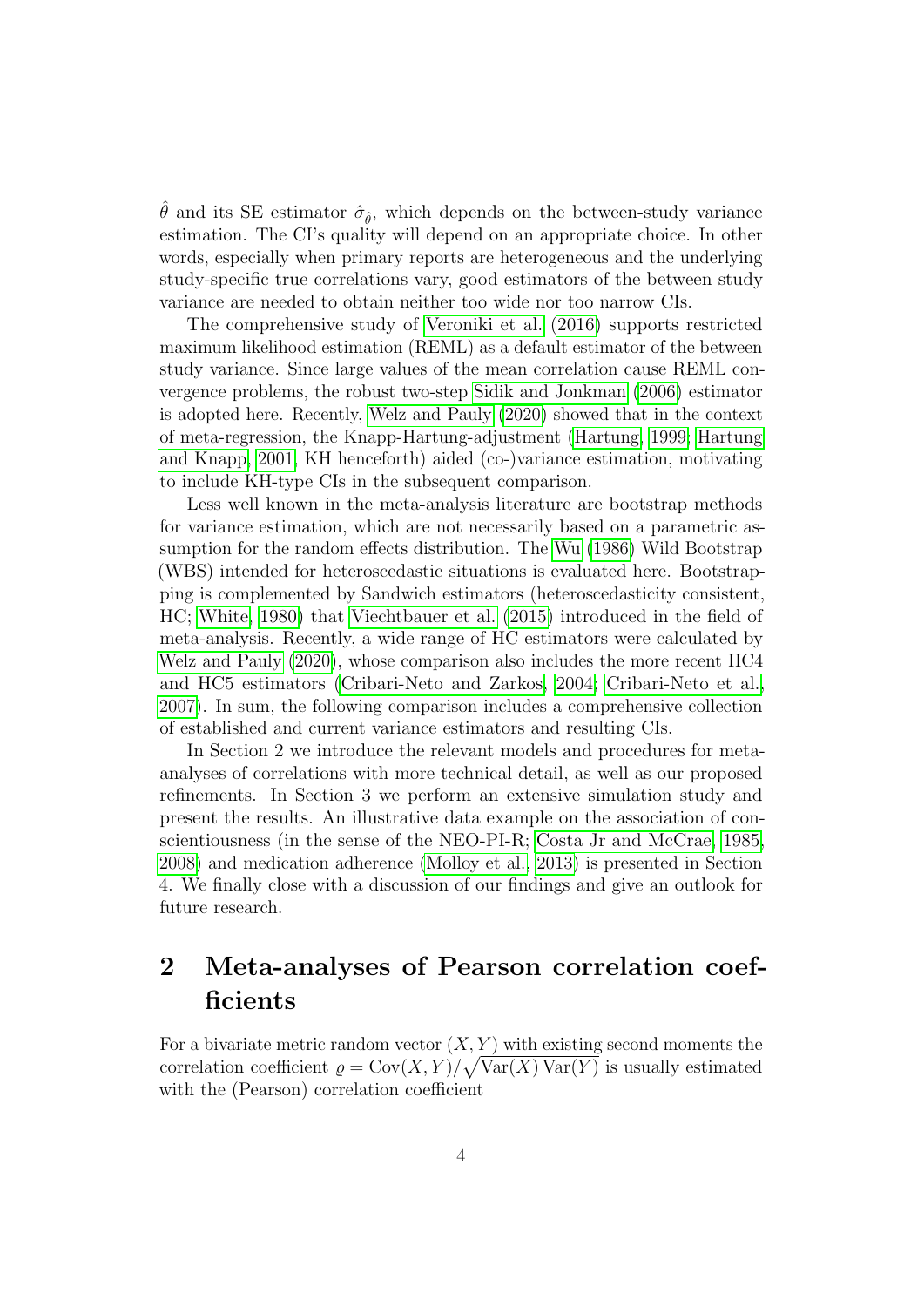$\hat{\theta}$ and its SE estimator $\hat{\sigma}_{\hat{\theta}}$, which depends on the between-study variance estimation. The CI's quality will depend on an appropriate choice. In other words, especially when primary reports are heterogeneous and the underlying study-specific true correlations vary, good estimators of the between study variance are needed to obtain neither too wide nor too narrow CIs.

The comprehensive study of Veroniki et al. (2016) supports restricted maximum likelihood estimation (REML) as a default estimator of the between study variance. Since large values of the mean correlation cause REML convergence problems, the robust two-step Sidik and Jonkman (2006) estimator is adopted here. Recently, Welz and Pauly (2020) showed that in the context of meta-regression, the Knapp-Hartung-adjustment (Hartung, 1999; Hartung and Knapp, 2001, KH henceforth) aided (co-)variance estimation, motivating to include KH-type CIs in the subsequent comparison.

Less well known in the meta-analysis literature are bootstrap methods for variance estimation, which are not necessarily based on a parametric assumption for the random effects distribution. The Wu (1986) Wild Bootstrap (WBS) intended for heteroscedastic situations is evaluated here. Bootstrapping is complemented by Sandwich estimators (heteroscedasticity consistent, HC; White, 1980) that Viechtbauer et al. (2015) introduced in the field of meta-analysis. Recently, a wide range of HC estimators were calculated by Welz and Pauly (2020), whose comparison also includes the more recent HC4 and HC5 estimators (Cribari-Neto and Zarkos, 2004; Cribari-Neto et al., 2007). In sum, the following comparison includes a comprehensive collection of established and current variance estimators and resulting CIs.

In Section 2 we introduce the relevant models and procedures for meta-analyses of correlations with more technical detail, as well as our proposed refinements. In Section 3 we perform an extensive simulation study and present the results. An illustrative data example on the association of conscientiousness (in the sense of the NEO-PI-R; Costa Jr and McCrae, 1985, 2008) and medication adherence (Molloy et al., 2013) is presented in Section 4. We finally close with a discussion of our findings and give an outlook for future research.

## 2 Meta-analyses of Pearson correlation coefficients

For a bivariate metric random vector $(X, Y)$ with existing second moments the correlation coefficient $\varrho = \mathrm{Cov}(X,Y)/\sqrt{\mathrm{Var}(X)\,\mathrm{Var}(Y)}$ is usually estimated with the (Pearson) correlation coefficient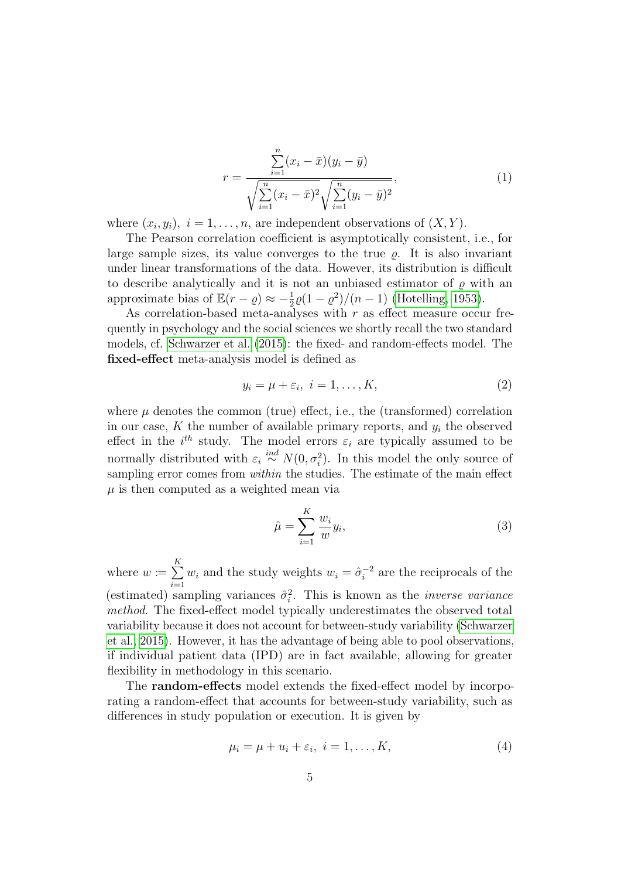$$r = \frac{\sum_{i=1}^{n}(x_i - \bar{x})(y_i - \bar{y})}{\sqrt{\sum_{i=1}^{n}(x_i - \bar{x})^2}\sqrt{\sum_{i=1}^{n}(y_i - \bar{y})^2}}, \tag{1}$$

where $(x_i, y_i),\ i = 1, \dots, n$, are independent observations of $(X, Y)$.

The Pearson correlation coefficient is asymptotically consistent, i.e., for large sample sizes, its value converges to the true $\varrho$. It is also invariant under linear transformations of the data. However, its distribution is difficult to describe analytically and it is not an unbiased estimator of $\varrho$ with an approximate bias of $\mathbb{E}(r - \varrho) \approx -\frac{1}{2}\varrho(1 - \varrho^2)/(n - 1)$ (Hotelling, 1953).

As correlation-based meta-analyses with $r$ as effect measure occur frequently in psychology and the social sciences we shortly recall the two standard models, cf. Schwarzer et al. (2015): the fixed- and random-effects model. The **fixed-effect** meta-analysis model is defined as

$$y_i = \mu + \varepsilon_i,\ i = 1, \dots, K, \tag{2}$$

where $\mu$ denotes the common (true) effect, i.e., the (transformed) correlation in our case, $K$ the number of available primary reports, and $y_i$ the observed effect in the $i^{th}$ study. The model errors $\varepsilon_i$ are typically assumed to be normally distributed with $\varepsilon_i \overset{ind}{\sim} N(0, \sigma_i^2)$. In this model the only source of sampling error comes from *within* the studies. The estimate of the main effect $\mu$ is then computed as a weighted mean via

$$\hat{\mu} = \sum_{i=1}^{K} \frac{w_i}{w} y_i, \tag{3}$$

where $w \coloneqq \sum_{i=1}^{K} w_i$ and the study weights $w_i = \hat{\sigma}_i^{-2}$ are the reciprocals of the (estimated) sampling variances $\hat{\sigma}_i^2$. This is known as the *inverse variance method*. The fixed-effect model typically underestimates the observed total variability because it does not account for between-study variability (Schwarzer et al., 2015). However, it has the advantage of being able to pool observations, if individual patient data (IPD) are in fact available, allowing for greater flexibility in methodology in this scenario.

The **random-effects** model extends the fixed-effect model by incorporating a random-effect that accounts for between-study variability, such as differences in study population or execution. It is given by

$$\mu_i = \mu + u_i + \varepsilon_i,\ i = 1, \dots, K, \tag{4}$$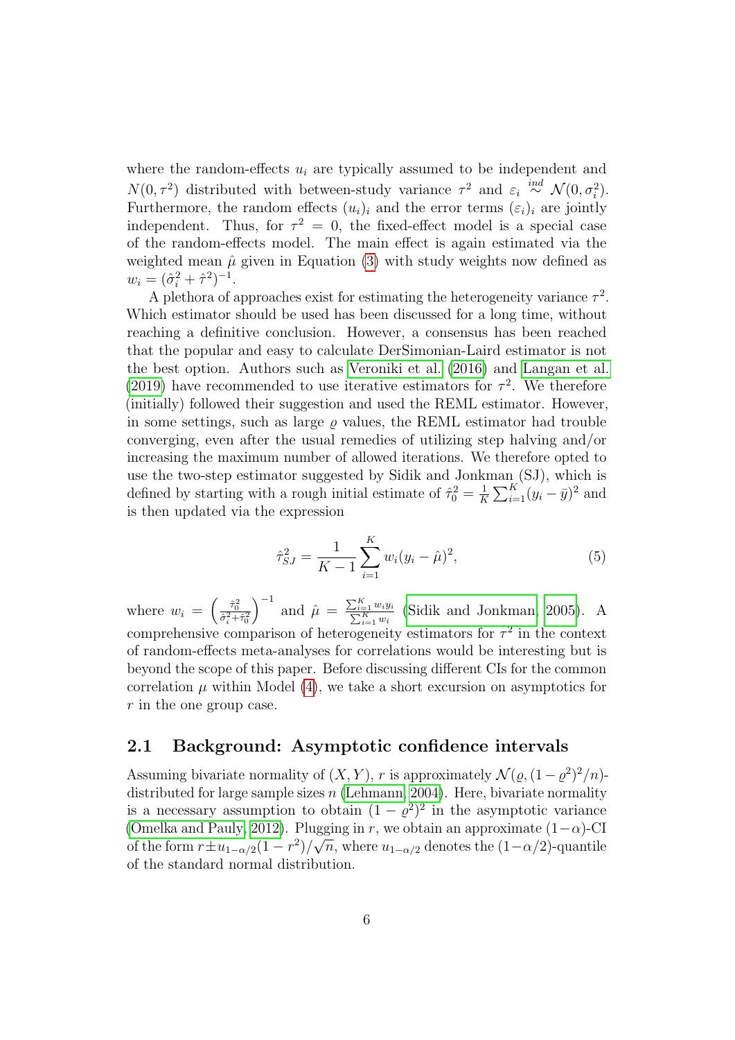where the random-effects $u_i$ are typically assumed to be independent and $N(0, \tau^2)$ distributed with between-study variance $\tau^2$ and $\varepsilon_i \overset{ind}{\sim} \mathcal{N}(0, \sigma_i^2)$. Furthermore, the random effects $(u_i)_i$ and the error terms $(\varepsilon_i)_i$ are jointly independent. Thus, for $\tau^2 = 0$, the fixed-effect model is a special case of the random-effects model. The main effect is again estimated via the weighted mean $\hat{\mu}$ given in Equation (3) with study weights now defined as $w_i = (\hat{\sigma}_i^2 + \hat{\tau}^2)^{-1}$.

A plethora of approaches exist for estimating the heterogeneity variance $\tau^2$. Which estimator should be used has been discussed for a long time, without reaching a definitive conclusion. However, a consensus has been reached that the popular and easy to calculate DerSimonian-Laird estimator is not the best option. Authors such as Veroniki et al. (2016) and Langan et al. (2019) have recommended to use iterative estimators for $\tau^2$. We therefore (initially) followed their suggestion and used the REML estimator. However, in some settings, such as large $\varrho$ values, the REML estimator had trouble converging, even after the usual remedies of utilizing step halving and/or increasing the maximum number of allowed iterations. We therefore opted to use the two-step estimator suggested by Sidik and Jonkman (SJ), which is defined by starting with a rough initial estimate of $\hat{\tau}_0^2 = \frac{1}{K}\sum_{i=1}^{K}(y_i - \bar{y})^2$ and is then updated via the expression

$$\hat{\tau}_{SJ}^2 = \frac{1}{K-1}\sum_{i=1}^{K} w_i (y_i - \hat{\mu})^2, \tag{5}$$

where $w_i = \left(\frac{\hat{\tau}_0^2}{\hat{\sigma}_i^2 + \hat{\tau}_0^2}\right)^{-1}$ and $\hat{\mu} = \frac{\sum_{i=1}^{K} w_i y_i}{\sum_{i=1}^{K} w_i}$ (Sidik and Jonkman, 2005). A comprehensive comparison of heterogeneity estimators for $\tau^2$ in the context of random-effects meta-analyses for correlations would be interesting but is beyond the scope of this paper. Before discussing different CIs for the common correlation $\mu$ within Model (4), we take a short excursion on asymptotics for $r$ in the one group case.

## 2.1 Background: Asymptotic confidence intervals

Assuming bivariate normality of $(X, Y)$, $r$ is approximately $\mathcal{N}(\varrho, (1 - \varrho^2)^2/n)$-distributed for large sample sizes $n$ (Lehmann, 2004). Here, bivariate normality is a necessary assumption to obtain $(1 - \varrho^2)^2$ in the asymptotic variance (Omelka and Pauly, 2012). Plugging in $r$, we obtain an approximate $(1-\alpha)$-CI of the form $r \pm u_{1-\alpha/2}(1 - r^2)/\sqrt{n}$, where $u_{1-\alpha/2}$ denotes the $(1-\alpha/2)$-quantile of the standard normal distribution.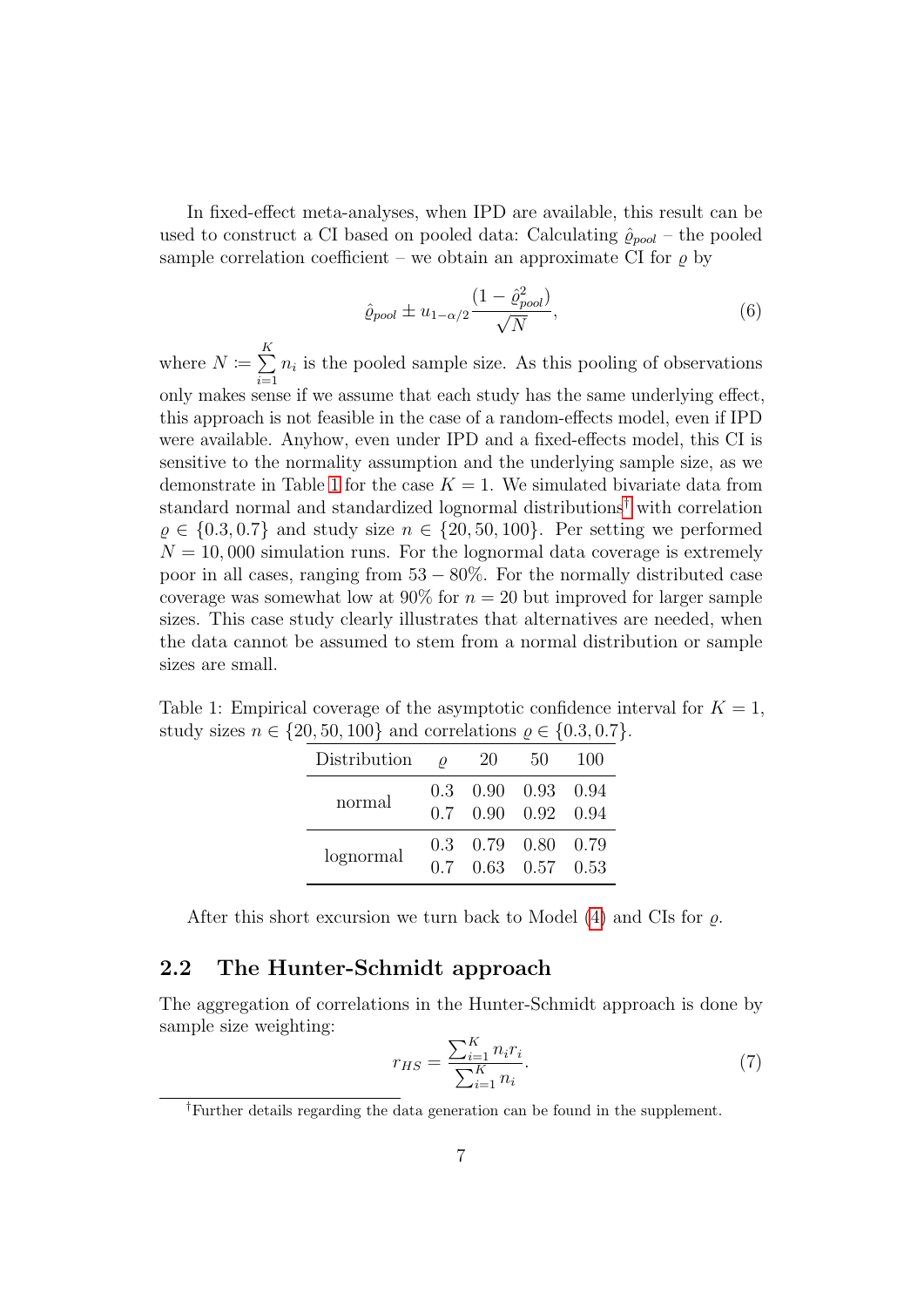In fixed-effect meta-analyses, when IPD are available, this result can be used to construct a CI based on pooled data: Calculating $\hat{\varrho}_{pool}$ – the pooled sample correlation coefficient – we obtain an approximate CI for $\varrho$ by

$$\hat{\varrho}_{pool} \pm u_{1-\alpha/2} \frac{(1 - \hat{\varrho}_{pool}^2)}{\sqrt{N}}, \tag{6}$$

where $N := \sum_{i=1}^{K} n_i$ is the pooled sample size. As this pooling of observations only makes sense if we assume that each study has the same underlying effect, this approach is not feasible in the case of a random-effects model, even if IPD were available. Anyhow, even under IPD and a fixed-effects model, this CI is sensitive to the normality assumption and the underlying sample size, as we demonstrate in Table 1 for the case $K = 1$. We simulated bivariate data from standard normal and standardized lognormal distributions[†] with correlation $\varrho \in \{0.3, 0.7\}$ and study size $n \in \{20, 50, 100\}$. Per setting we performed $N = 10,000$ simulation runs. For the lognormal data coverage is extremely poor in all cases, ranging from $53 - 80\%$. For the normally distributed case coverage was somewhat low at 90% for $n = 20$ but improved for larger sample sizes. This case study clearly illustrates that alternatives are needed, when the data cannot be assumed to stem from a normal distribution or sample sizes are small.

Table 1: Empirical coverage of the asymptotic confidence interval for $K = 1$, study sizes $n \in \{20, 50, 100\}$ and correlations $\varrho \in \{0.3, 0.7\}$.

| Distribution | $\varrho$ | 20 | 50 | 100 |
|---|---|---|---|---|
| normal | 0.3 | 0.90 | 0.93 | 0.94 |
| | 0.7 | 0.90 | 0.92 | 0.94 |
| lognormal | 0.3 | 0.79 | 0.80 | 0.79 |
| | 0.7 | 0.63 | 0.57 | 0.53 |

After this short excursion we turn back to Model (4) and CIs for $\varrho$.

## 2.2 The Hunter-Schmidt approach

The aggregation of correlations in the Hunter-Schmidt approach is done by sample size weighting:

$$r_{HS} = \frac{\sum_{i=1}^{K} n_i r_i}{\sum_{i=1}^{K} n_i}. \tag{7}$$

[†]Further details regarding the data generation can be found in the supplement.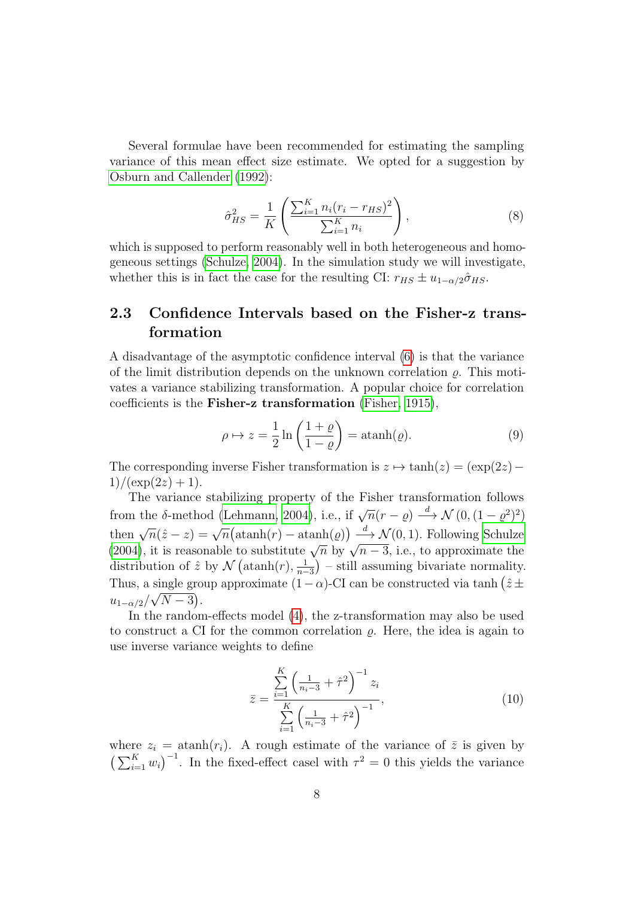Several formulae have been recommended for estimating the sampling variance of this mean effect size estimate. We opted for a suggestion by Osburn and Callender (1992):

$$\hat{\sigma}^2_{HS} = \frac{1}{K} \left( \frac{\sum_{i=1}^{K} n_i (r_i - r_{HS})^2}{\sum_{i=1}^{K} n_i} \right), \tag{8}$$

which is supposed to perform reasonably well in both heterogeneous and homogeneous settings (Schulze, 2004). In the simulation study we will investigate, whether this is in fact the case for the resulting CI: $r_{HS} \pm u_{1-\alpha/2} \hat{\sigma}_{HS}$.

## 2.3 Confidence Intervals based on the Fisher-z transformation

A disadvantage of the asymptotic confidence interval (6) is that the variance of the limit distribution depends on the unknown correlation $\varrho$. This motivates a variance stabilizing transformation. A popular choice for correlation coefficients is the **Fisher-z transformation** (Fisher, 1915),

$$\rho \mapsto z = \frac{1}{2} \ln \left( \frac{1+\varrho}{1-\varrho} \right) = \operatorname{atanh}(\varrho). \tag{9}$$

The corresponding inverse Fisher transformation is $z \mapsto \tanh(z) = (\exp(2z) - 1)/(\exp(2z) + 1)$.

The variance stabilizing property of the Fisher transformation follows from the $\delta$-method (Lehmann, 2004), i.e., if $\sqrt{n}(r - \varrho) \xrightarrow{d} \mathcal{N}(0, (1-\varrho^2)^2)$ then $\sqrt{n}(\hat{z} - z) = \sqrt{n}\big(\operatorname{atanh}(r) - \operatorname{atanh}(\varrho)\big) \xrightarrow{d} \mathcal{N}(0, 1)$. Following Schulze (2004), it is reasonable to substitute $\sqrt{n}$ by $\sqrt{n-3}$, i.e., to approximate the distribution of $\hat{z}$ by $\mathcal{N}\left(\operatorname{atanh}(r), \frac{1}{n-3}\right)$ – still assuming bivariate normality. Thus, a single group approximate $(1-\alpha)$-CI can be constructed via $\tanh\big(\hat{z} \pm u_{1-\alpha/2}/\sqrt{N-3}\big)$.

In the random-effects model (4), the z-transformation may also be used to construct a CI for the common correlation $\varrho$. Here, the idea is again to use inverse variance weights to define

$$\bar{z} = \frac{\sum\limits_{i=1}^{K} \left( \frac{1}{n_i - 3} + \hat{\tau}^2 \right)^{-1} z_i}{\sum\limits_{i=1}^{K} \left( \frac{1}{n_i - 3} + \hat{\tau}^2 \right)^{-1}}, \tag{10}$$

where $z_i = \operatorname{atanh}(r_i)$. A rough estimate of the variance of $\bar{z}$ is given by $\big(\sum_{i=1}^{K} w_i\big)^{-1}$. In the fixed-effect casel with $\tau^2 = 0$ this yields the variance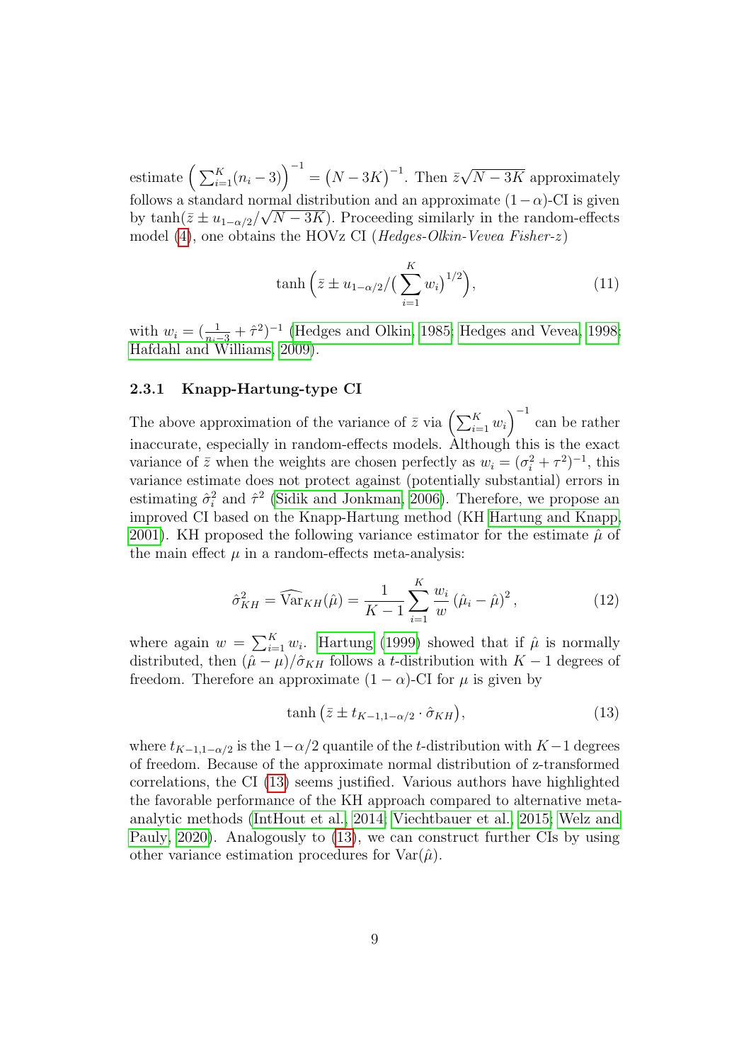estimate $\Big(\sum_{i=1}^{K}(n_i-3)\Big)^{-1} = \big(N-3K\big)^{-1}$. Then $\bar{z}\sqrt{N-3K}$ approximately follows a standard normal distribution and an approximate $(1-\alpha)$-CI is given by $\tanh(\bar{z} \pm u_{1-\alpha/2}/\sqrt{N-3K})$. Proceeding similarly in the random-effects model (4), one obtains the HOVz CI (*Hedges-Olkin-Vevea Fisher-z*)

$$\tanh\Big(\bar{z} \pm u_{1-\alpha/2}/\big(\sum_{i=1}^{K} w_i\big)^{1/2}\Big), \tag{11}$$

with $w_i = (\frac{1}{n_i-3} + \hat{\tau}^2)^{-1}$ (Hedges and Olkin, 1985; Hedges and Vevea, 1998; Hafdahl and Williams, 2009).

### 2.3.1 Knapp-Hartung-type CI

The above approximation of the variance of $\bar{z}$ via $\Big(\sum_{i=1}^{K} w_i\Big)^{-1}$ can be rather inaccurate, especially in random-effects models. Although this is the exact variance of $\bar{z}$ when the weights are chosen perfectly as $w_i = (\sigma_i^2 + \tau^2)^{-1}$, this variance estimate does not protect against (potentially substantial) errors in estimating $\hat{\sigma}_i^2$ and $\hat{\tau}^2$ (Sidik and Jonkman, 2006). Therefore, we propose an improved CI based on the Knapp-Hartung method (KH Hartung and Knapp, 2001). KH proposed the following variance estimator for the estimate $\hat{\mu}$ of the main effect $\mu$ in a random-effects meta-analysis:

$$\hat{\sigma}_{KH}^2 = \widehat{\mathrm{Var}}_{KH}(\hat{\mu}) = \frac{1}{K-1}\sum_{i=1}^{K} \frac{w_i}{w}\left(\hat{\mu}_i - \hat{\mu}\right)^2, \tag{12}$$

where again $w = \sum_{i=1}^{K} w_i$. Hartung (1999) showed that if $\hat{\mu}$ is normally distributed, then $(\hat{\mu}-\mu)/\hat{\sigma}_{KH}$ follows a $t$-distribution with $K-1$ degrees of freedom. Therefore an approximate $(1-\alpha)$-CI for $\mu$ is given by

$$\tanh\left(\bar{z} \pm t_{K-1,1-\alpha/2} \cdot \hat{\sigma}_{KH}\right), \tag{13}$$

where $t_{K-1,1-\alpha/2}$ is the $1-\alpha/2$ quantile of the $t$-distribution with $K-1$ degrees of freedom. Because of the approximate normal distribution of z-transformed correlations, the CI (13) seems justified. Various authors have highlighted the favorable performance of the KH approach compared to alternative meta-analytic methods (IntHout et al., 2014; Viechtbauer et al., 2015; Welz and Pauly, 2020). Analogously to (13), we can construct further CIs by using other variance estimation procedures for $\mathrm{Var}(\hat{\mu})$.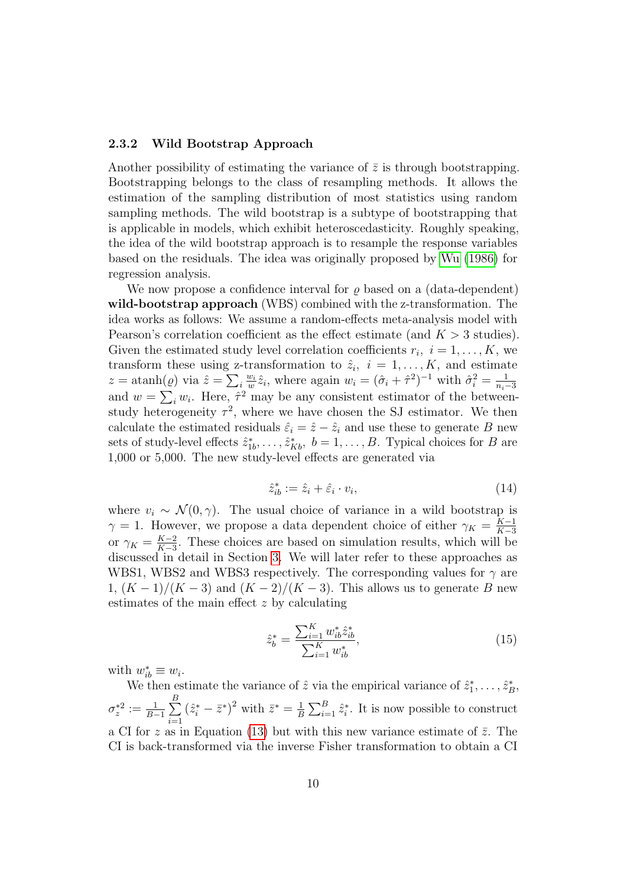### 2.3.2 Wild Bootstrap Approach

Another possibility of estimating the variance of $\bar{z}$ is through bootstrapping. Bootstrapping belongs to the class of resampling methods. It allows the estimation of the sampling distribution of most statistics using random sampling methods. The wild bootstrap is a subtype of bootstrapping that is applicable in models, which exhibit heteroscedasticity. Roughly speaking, the idea of the wild bootstrap approach is to resample the response variables based on the residuals. The idea was originally proposed by Wu (1986) for regression analysis.

We now propose a confidence interval for $\varrho$ based on a (data-dependent) **wild-bootstrap approach** (WBS) combined with the z-transformation. The idea works as follows: We assume a random-effects meta-analysis model with Pearson's correlation coefficient as the effect estimate (and $K > 3$ studies). Given the estimated study level correlation coefficients $r_i, \ i = 1, \ldots, K$, we transform these using z-transformation to $\hat{z}_i, \ i = 1, \ldots, K$, and estimate $z = \operatorname{atanh}(\varrho)$ via $\hat{z} = \sum_i \frac{w_i}{w} \hat{z}_i$, where again $w_i = (\hat{\sigma}_i + \hat{\tau}^2)^{-1}$ with $\hat{\sigma}_i^2 = \frac{1}{n_i - 3}$ and $w = \sum_i w_i$. Here, $\hat{\tau}^2$ may be any consistent estimator of the between-study heterogeneity $\tau^2$, where we have chosen the SJ estimator. We then calculate the estimated residuals $\hat{\varepsilon}_i = \hat{z} - \hat{z}_i$ and use these to generate $B$ new sets of study-level effects $\hat{z}^*_{1b}, \ldots, \hat{z}^*_{Kb}, \ b = 1, \ldots, B$. Typical choices for $B$ are 1,000 or 5,000. The new study-level effects are generated via

$$\hat{z}^*_{ib} := \hat{z}_i + \hat{\varepsilon}_i \cdot v_i, \tag{14}$$

where $v_i \sim \mathcal{N}(0, \gamma)$. The usual choice of variance in a wild bootstrap is $\gamma = 1$. However, we propose a data dependent choice of either $\gamma_K = \frac{K-1}{K-3}$ or $\gamma_K = \frac{K-2}{K-3}$. These choices are based on simulation results, which will be discussed in detail in Section 3. We will later refer to these approaches as WBS1, WBS2 and WBS3 respectively. The corresponding values for $\gamma$ are 1, $(K-1)/(K-3)$ and $(K-2)/(K-3)$. This allows us to generate $B$ new estimates of the main effect $z$ by calculating

$$\hat{z}^*_b = \frac{\sum_{i=1}^K w^*_{ib} \hat{z}^*_{ib}}{\sum_{i=1}^K w^*_{ib}}, \tag{15}$$

with $w^*_{ib} \equiv w_i$.

We then estimate the variance of $\hat{z}$ via the empirical variance of $\hat{z}^*_1, \ldots, \hat{z}^*_B$, $\sigma^{*2}_z := \frac{1}{B-1} \sum_{i=1}^{B} \left(\hat{z}^*_i - \bar{z}^*\right)^2$ with $\bar{z}^* = \frac{1}{B} \sum_{i=1}^B \hat{z}^*_i$. It is now possible to construct a CI for $z$ as in Equation (13) but with this new variance estimate of $\bar{z}$. The CI is back-transformed via the inverse Fisher transformation to obtain a CI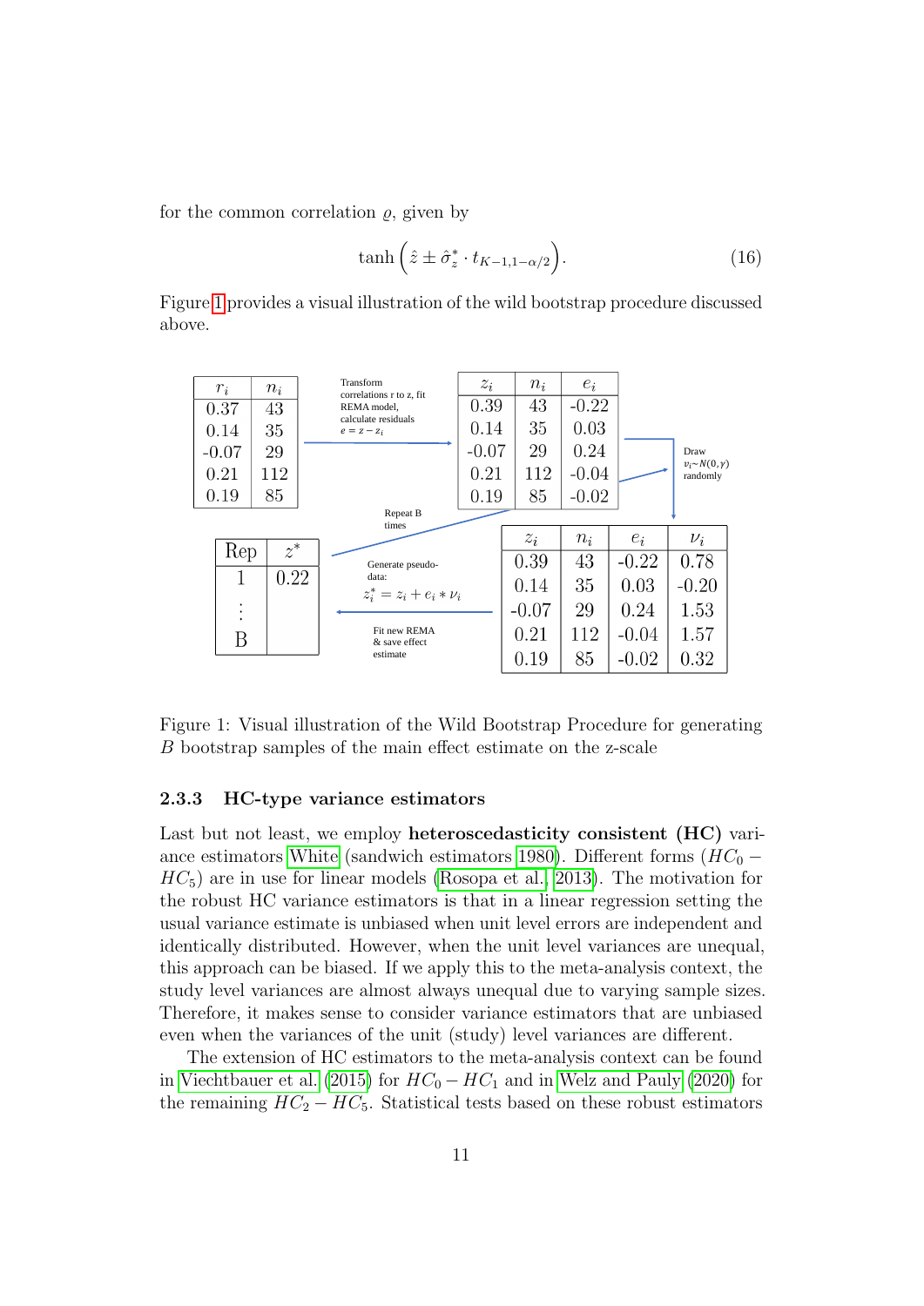for the common correlation $\varrho$, given by

$$\tanh\left(\hat{z} \pm \hat{\sigma}_z^* \cdot t_{K-1,1-\alpha/2}\right). \quad (16)$$

Figure 1 provides a visual illustration of the wild bootstrap procedure discussed above.

| $r_i$ | $n_i$ |
|---|---|
| 0.37 | 43 |
| 0.14 | 35 |
| -0.07 | 29 |
| 0.21 | 112 |
| 0.19 | 85 |

Transform correlations r to z, fit REMA model, calculate residuals $e = z - z_i$

| $z_i$ | $n_i$ | $e_i$ |
|---|---|---|
| 0.39 | 43 | -0.22 |
| 0.14 | 35 | 0.03 |
| -0.07 | 29 | 0.24 |
| 0.21 | 112 | -0.04 |
| 0.19 | 85 | -0.02 |

Draw $\nu_i \sim N(0, \gamma)$ randomly

| $z_i$ | $n_i$ | $e_i$ | $\nu_i$ |
|---|---|---|---|
| 0.39 | 43 | -0.22 | 0.78 |
| 0.14 | 35 | 0.03 | -0.20 |
| -0.07 | 29 | 0.24 | 1.53 |
| 0.21 | 112 | -0.04 | 1.57 |
| 0.19 | 85 | -0.02 | 0.32 |

Generate pseudo-data: $z_i^* = z_i + e_i * \nu_i$

Fit new REMA & save effect estimate

Repeat B times

| Rep | $z^*$ |
|---|---|
| 1 | 0.22 |
| $\vdots$ | |
| B | |

Figure 1: Visual illustration of the Wild Bootstrap Procedure for generating $B$ bootstrap samples of the main effect estimate on the z-scale

### 2.3.3 HC-type variance estimators

Last but not least, we employ **heteroscedasticity consistent (HC)** variance estimators White (sandwich estimators 1980). Different forms ($HC_0 - HC_5$) are in use for linear models (Rosopa et al., 2013). The motivation for the robust HC variance estimators is that in a linear regression setting the usual variance estimate is unbiased when unit level errors are independent and identically distributed. However, when the unit level variances are unequal, this approach can be biased. If we apply this to the meta-analysis context, the study level variances are almost always unequal due to varying sample sizes. Therefore, it makes sense to consider variance estimators that are unbiased even when the variances of the unit (study) level variances are different.

The extension of HC estimators to the meta-analysis context can be found in Viechtbauer et al. (2015) for $HC_0 - HC_1$ and in Welz and Pauly (2020) for the remaining $HC_2 - HC_5$. Statistical tests based on these robust estimators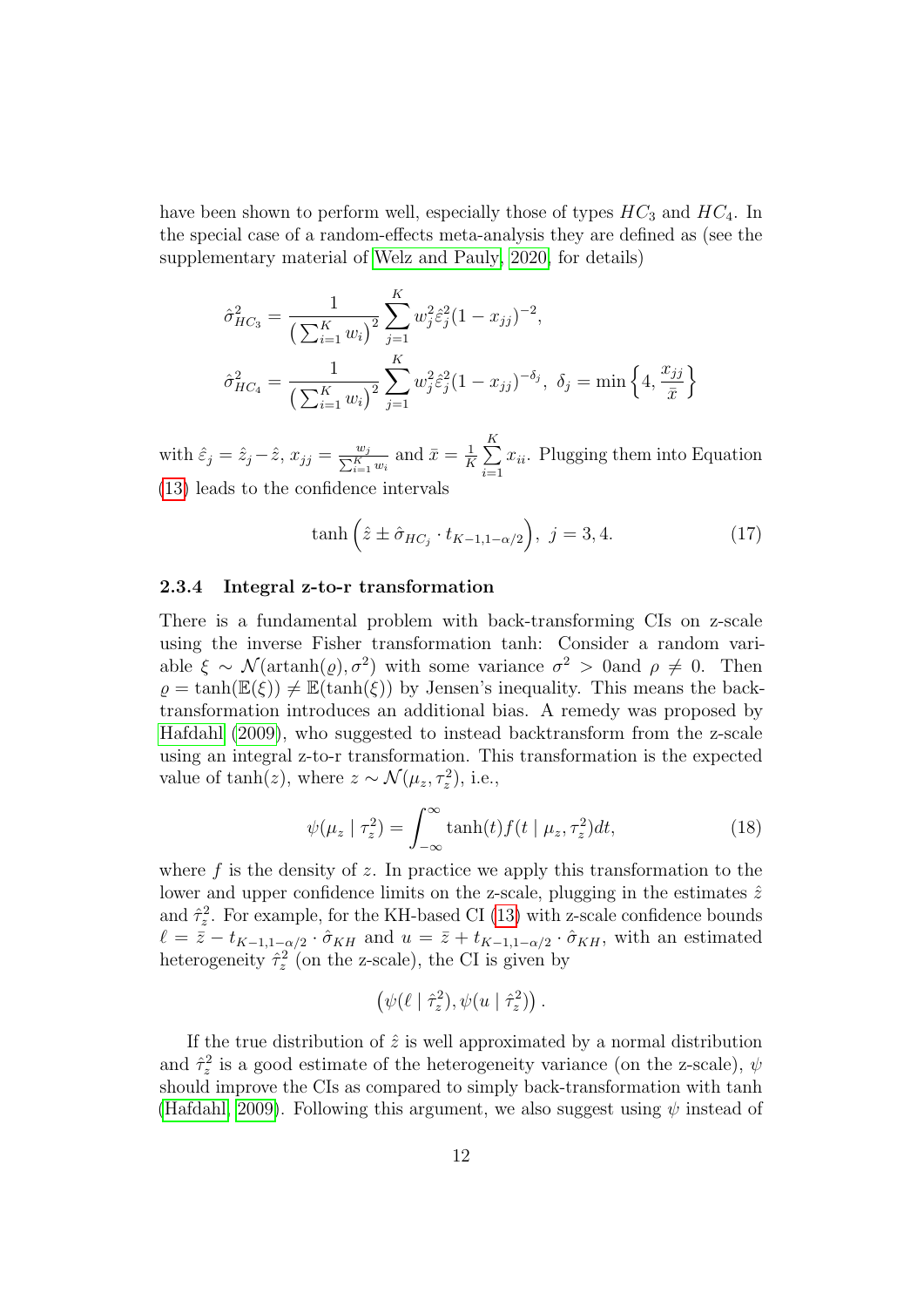have been shown to perform well, especially those of types $HC_3$ and $HC_4$. In the special case of a random-effects meta-analysis they are defined as (see the supplementary material of Welz and Pauly, 2020, for details)

$$\hat{\sigma}^2_{HC_3} = \frac{1}{\left(\sum_{i=1}^K w_i\right)^2} \sum_{j=1}^K w_j^2 \hat{\varepsilon}_j^2 (1 - x_{jj})^{-2},$$

$$\hat{\sigma}^2_{HC_4} = \frac{1}{\left(\sum_{i=1}^K w_i\right)^2} \sum_{j=1}^K w_j^2 \hat{\varepsilon}_j^2 (1 - x_{jj})^{-\delta_j}, \ \delta_j = \min\left\{4, \frac{x_{jj}}{\bar{x}}\right\}$$

with $\hat{\varepsilon}_j = \hat{z}_j - \hat{z}$, $x_{jj} = \frac{w_j}{\sum_{i=1}^K w_i}$ and $\bar{x} = \frac{1}{K}\sum_{i=1}^K x_{ii}$. Plugging them into Equation (13) leads to the confidence intervals

$$\tanh\left(\hat{z} \pm \hat{\sigma}_{HC_j} \cdot t_{K-1,1-\alpha/2}\right), \ j = 3, 4. \tag{17}$$

#### 2.3.4 Integral z-to-r transformation

There is a fundamental problem with back-transforming CIs on z-scale using the inverse Fisher transformation tanh: Consider a random variable $\xi \sim \mathcal{N}(\text{artanh}(\varrho), \sigma^2)$ with some variance $\sigma^2 > 0$and $\rho \neq 0$. Then $\varrho = \tanh(\mathbb{E}(\xi)) \neq \mathbb{E}(\tanh(\xi))$ by Jensen's inequality. This means the back-transformation introduces an additional bias. A remedy was proposed by Hafdahl (2009), who suggested to instead backtransform from the z-scale using an integral z-to-r transformation. This transformation is the expected value of $\tanh(z)$, where $z \sim \mathcal{N}(\mu_z, \tau_z^2)$, i.e.,

$$\psi(\mu_z \mid \tau_z^2) = \int_{-\infty}^{\infty} \tanh(t) f(t \mid \mu_z, \tau_z^2) dt, \tag{18}$$

where $f$ is the density of $z$. In practice we apply this transformation to the lower and upper confidence limits on the z-scale, plugging in the estimates $\hat{z}$ and $\hat{\tau}_z^2$. For example, for the KH-based CI (13) with z-scale confidence bounds $\ell = \bar{z} - t_{K-1,1-\alpha/2} \cdot \hat{\sigma}_{KH}$ and $u = \bar{z} + t_{K-1,1-\alpha/2} \cdot \hat{\sigma}_{KH}$, with an estimated heterogeneity $\hat{\tau}_z^2$ (on the z-scale), the CI is given by

$$\left(\psi(\ell \mid \hat{\tau}_z^2), \psi(u \mid \hat{\tau}_z^2)\right).$$

If the true distribution of $\hat{z}$ is well approximated by a normal distribution and $\hat{\tau}_z^2$ is a good estimate of the heterogeneity variance (on the z-scale), $\psi$ should improve the CIs as compared to simply back-transformation with tanh (Hafdahl, 2009). Following this argument, we also suggest using $\psi$ instead of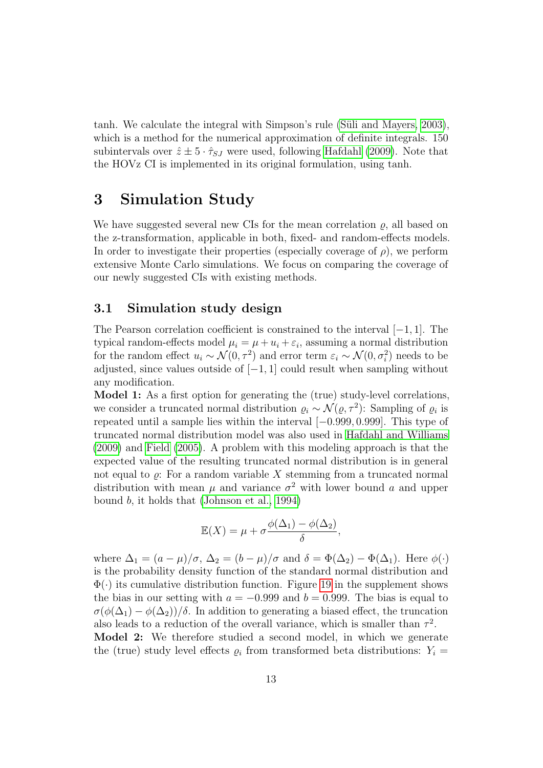tanh. We calculate the integral with Simpson's rule (Süli and Mayers, 2003), which is a method for the numerical approximation of definite integrals. 150 subintervals over $\hat{z} \pm 5 \cdot \hat{\tau}_{SJ}$ were used, following Hafdahl (2009). Note that the HOVz CI is implemented in its original formulation, using tanh.

# 3 Simulation Study

We have suggested several new CIs for the mean correlation $\varrho$, all based on the z-transformation, applicable in both, fixed- and random-effects models. In order to investigate their properties (especially coverage of $\rho$), we perform extensive Monte Carlo simulations. We focus on comparing the coverage of our newly suggested CIs with existing methods.

## 3.1 Simulation study design

The Pearson correlation coefficient is constrained to the interval $[-1, 1]$. The typical random-effects model $\mu_i = \mu + u_i + \varepsilon_i$, assuming a normal distribution for the random effect $u_i \sim \mathcal{N}(0, \tau^2)$ and error term $\varepsilon_i \sim \mathcal{N}(0, \sigma_i^2)$ needs to be adjusted, since values outside of $[-1, 1]$ could result when sampling without any modification.

**Model 1:** As a first option for generating the (true) study-level correlations, we consider a truncated normal distribution $\varrho_i \sim \mathcal{N}(\varrho, \tau^2)$: Sampling of $\varrho_i$ is repeated until a sample lies within the interval $[-0.999, 0.999]$. This type of truncated normal distribution model was also used in Hafdahl and Williams (2009) and Field (2005). A problem with this modeling approach is that the expected value of the resulting truncated normal distribution is in general not equal to $\varrho$: For a random variable $X$ stemming from a truncated normal distribution with mean $\mu$ and variance $\sigma^2$ with lower bound $a$ and upper bound $b$, it holds that (Johnson et al., 1994)

$$\mathbb{E}(X) = \mu + \sigma \frac{\phi(\Delta_1) - \phi(\Delta_2)}{\delta},$$

where $\Delta_1 = (a - \mu)/\sigma$, $\Delta_2 = (b - \mu)/\sigma$ and $\delta = \Phi(\Delta_2) - \Phi(\Delta_1)$. Here $\phi(\cdot)$ is the probability density function of the standard normal distribution and $\Phi(\cdot)$ its cumulative distribution function. Figure 19 in the supplement shows the bias in our setting with $a = -0.999$ and $b = 0.999$. The bias is equal to $\sigma(\phi(\Delta_1) - \phi(\Delta_2))/\delta$. In addition to generating a biased effect, the truncation also leads to a reduction of the overall variance, which is smaller than $\tau^2$.

**Model 2:** We therefore studied a second model, in which we generate the (true) study level effects $\varrho_i$ from transformed beta distributions: $Y_i =$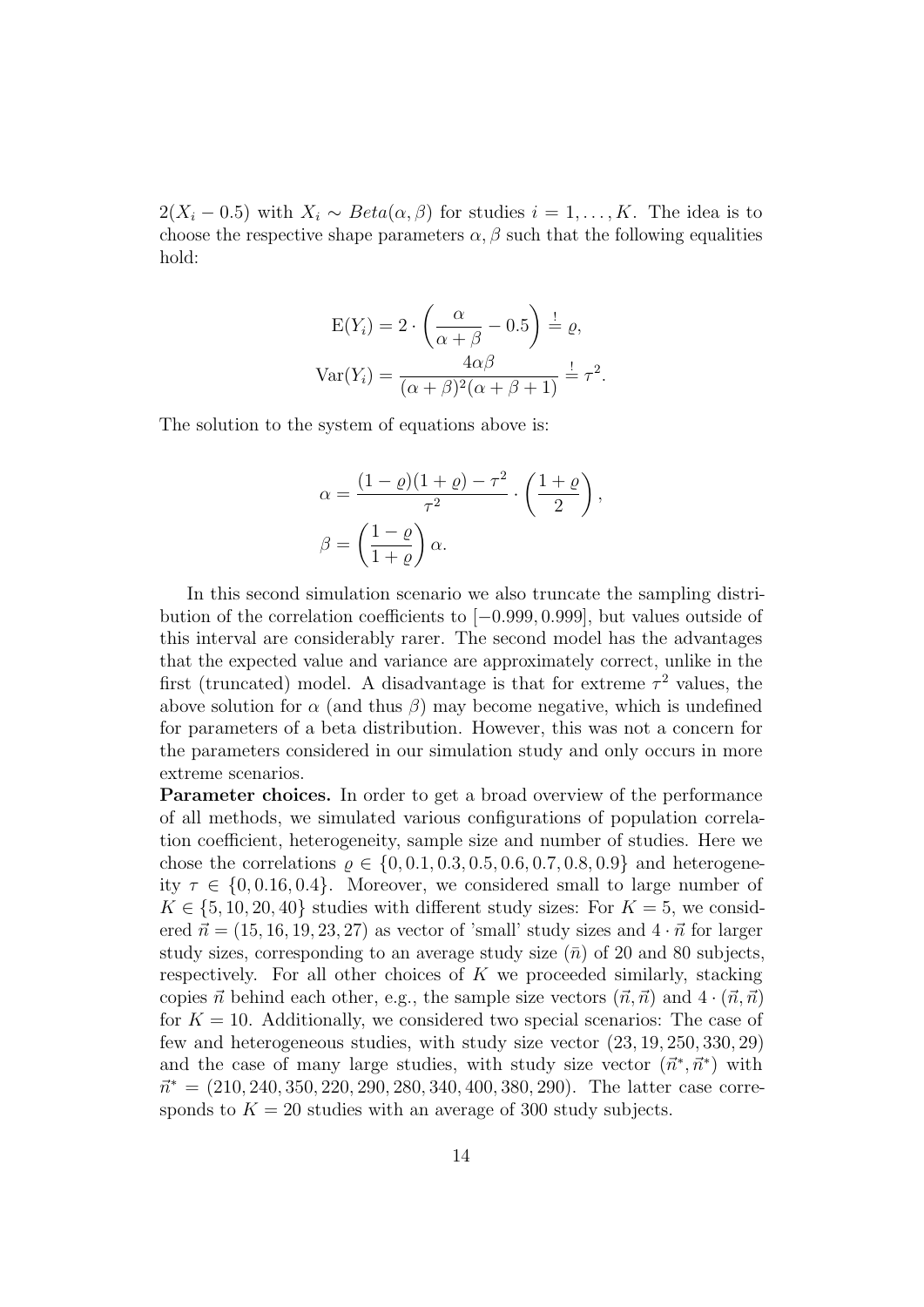$2(X_i - 0.5)$ with $X_i \sim Beta(\alpha, \beta)$ for studies $i = 1, \ldots, K$. The idea is to choose the respective shape parameters $\alpha, \beta$ such that the following equalities hold:

$$
\mathrm{E}(Y_i) = 2 \cdot \left( \frac{\alpha}{\alpha + \beta} - 0.5 \right) \overset{!}{=} \varrho,
$$

$$
\mathrm{Var}(Y_i) = \frac{4\alpha\beta}{(\alpha + \beta)^2(\alpha + \beta + 1)} \overset{!}{=} \tau^2.
$$

The solution to the system of equations above is:

$$
\alpha = \frac{(1 - \varrho)(1 + \varrho) - \tau^2}{\tau^2} \cdot \left( \frac{1 + \varrho}{2} \right),
$$

$$
\beta = \left( \frac{1 - \varrho}{1 + \varrho} \right) \alpha.
$$

In this second simulation scenario we also truncate the sampling distribution of the correlation coefficients to $[-0.999, 0.999]$, but values outside of this interval are considerably rarer. The second model has the advantages that the expected value and variance are approximately correct, unlike in the first (truncated) model. A disadvantage is that for extreme $\tau^2$ values, the above solution for $\alpha$ (and thus $\beta$) may become negative, which is undefined for parameters of a beta distribution. However, this was not a concern for the parameters considered in our simulation study and only occurs in more extreme scenarios.

**Parameter choices.** In order to get a broad overview of the performance of all methods, we simulated various configurations of population correlation coefficient, heterogeneity, sample size and number of studies. Here we chose the correlations $\varrho \in \{0, 0.1, 0.3, 0.5, 0.6, 0.7, 0.8, 0.9\}$ and heterogeneity $\tau \in \{0, 0.16, 0.4\}$. Moreover, we considered small to large number of $K \in \{5, 10, 20, 40\}$ studies with different study sizes: For $K = 5$, we considered $\vec{n} = (15, 16, 19, 23, 27)$ as vector of 'small' study sizes and $4 \cdot \vec{n}$ for larger study sizes, corresponding to an average study size ($\bar{n}$) of 20 and 80 subjects, respectively. For all other choices of $K$ we proceeded similarly, stacking copies $\vec{n}$ behind each other, e.g., the sample size vectors $(\vec{n}, \vec{n})$ and $4 \cdot (\vec{n}, \vec{n})$ for $K = 10$. Additionally, we considered two special scenarios: The case of few and heterogeneous studies, with study size vector $(23, 19, 250, 330, 29)$ and the case of many large studies, with study size vector $(\vec{n}^*, \vec{n}^*)$ with $\vec{n}^* = (210, 240, 350, 220, 290, 280, 340, 400, 380, 290)$. The latter case corresponds to $K = 20$ studies with an average of 300 study subjects.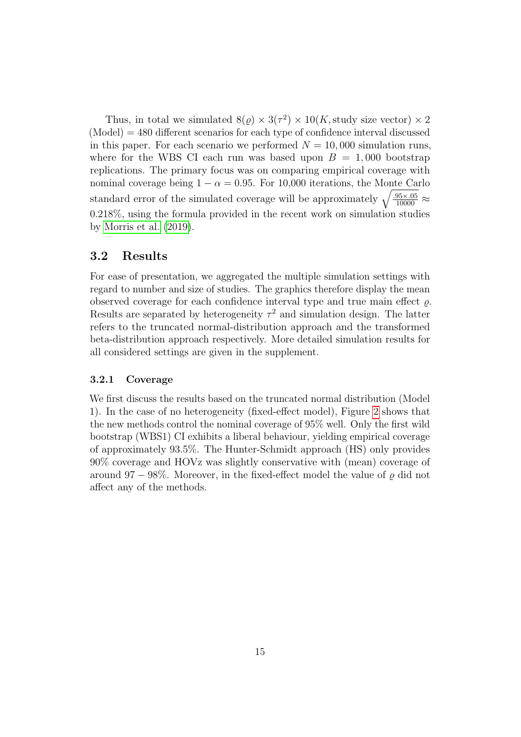Thus, in total we simulated $8(\varrho) \times 3(\tau^2) \times 10(K, \text{study size vector}) \times 2$ (Model) $= 480$ different scenarios for each type of confidence interval discussed in this paper. For each scenario we performed $N = 10,000$ simulation runs, where for the WBS CI each run was based upon $B = 1,000$ bootstrap replications. The primary focus was on comparing empirical coverage with nominal coverage being $1 - \alpha = 0.95$. For 10,000 iterations, the Monte Carlo standard error of the simulated coverage will be approximately $\sqrt{\frac{.95 \times .05}{10000}} \approx 0.218\%$, using the formula provided in the recent work on simulation studies by Morris et al. (2019).

## 3.2 Results

For ease of presentation, we aggregated the multiple simulation settings with regard to number and size of studies. The graphics therefore display the mean observed coverage for each confidence interval type and true main effect $\varrho$. Results are separated by heterogeneity $\tau^2$ and simulation design. The latter refers to the truncated normal-distribution approach and the transformed beta-distribution approach respectively. More detailed simulation results for all considered settings are given in the supplement.

### 3.2.1 Coverage

We first discuss the results based on the truncated normal distribution (Model 1). In the case of no heterogeneity (fixed-effect model), Figure 2 shows that the new methods control the nominal coverage of 95% well. Only the first wild bootstrap (WBS1) CI exhibits a liberal behaviour, yielding empirical coverage of approximately 93.5%. The Hunter-Schmidt approach (HS) only provides 90% coverage and HOVz was slightly conservative with (mean) coverage of around $97 - 98\%$. Moreover, in the fixed-effect model the value of $\varrho$ did not affect any of the methods.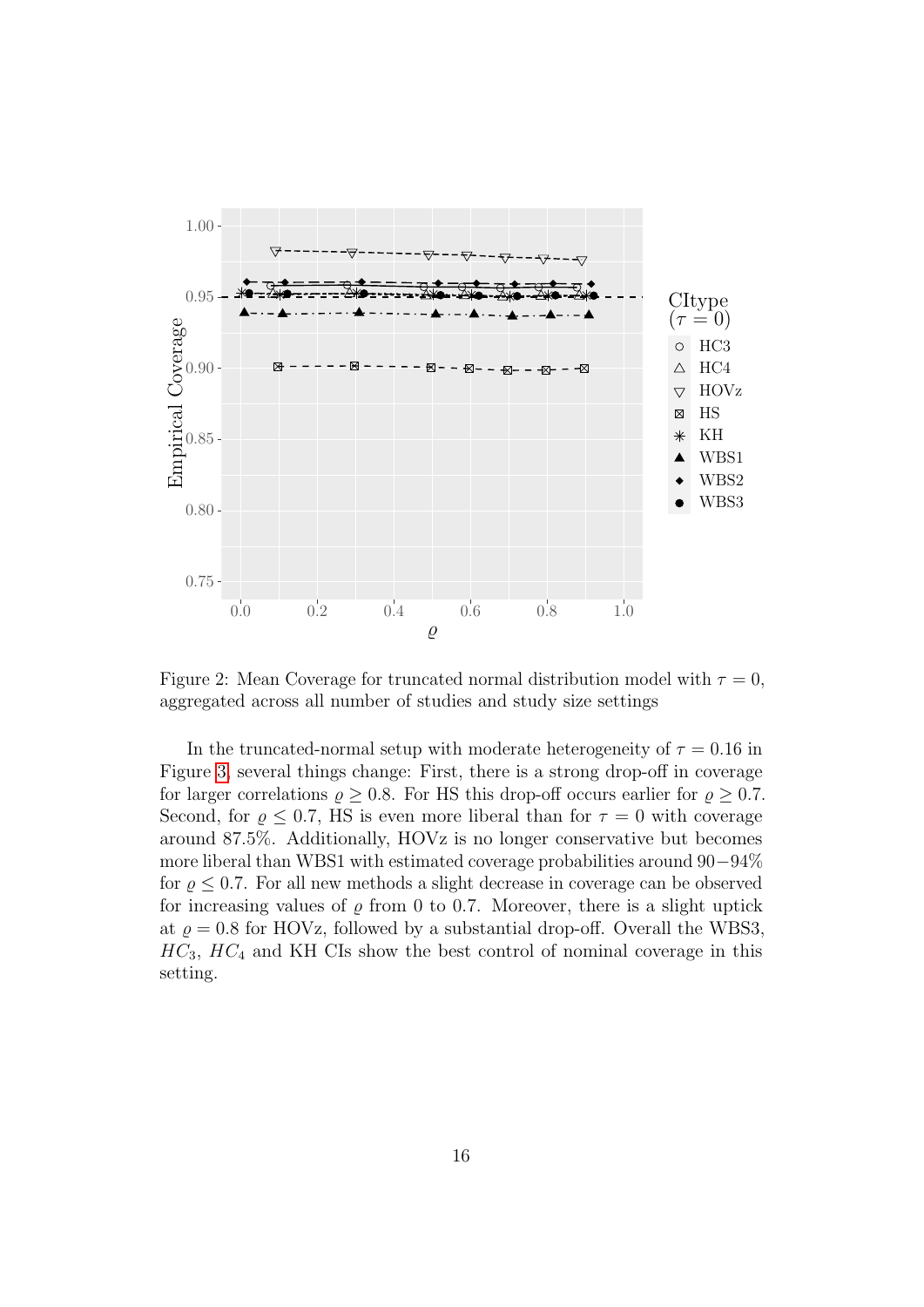Figure 2: Mean Coverage for truncated normal distribution model with $\tau = 0$, aggregated across all number of studies and study size settings

In the truncated-normal setup with moderate heterogeneity of $\tau = 0.16$ in Figure 3, several things change: First, there is a strong drop-off in coverage for larger correlations $\varrho \geq 0.8$. For HS this drop-off occurs earlier for $\varrho \geq 0.7$. Second, for $\varrho \leq 0.7$, HS is even more liberal than for $\tau = 0$ with coverage around 87.5%. Additionally, HOVz is no longer conservative but becomes more liberal than WBS1 with estimated coverage probabilities around 90−94% for $\varrho \leq 0.7$. For all new methods a slight decrease in coverage can be observed for increasing values of $\varrho$ from 0 to 0.7. Moreover, there is a slight uptick at $\varrho = 0.8$ for HOVz, followed by a substantial drop-off. Overall the WBS3, $HC_3$, $HC_4$ and KH CIs show the best control of nominal coverage in this setting.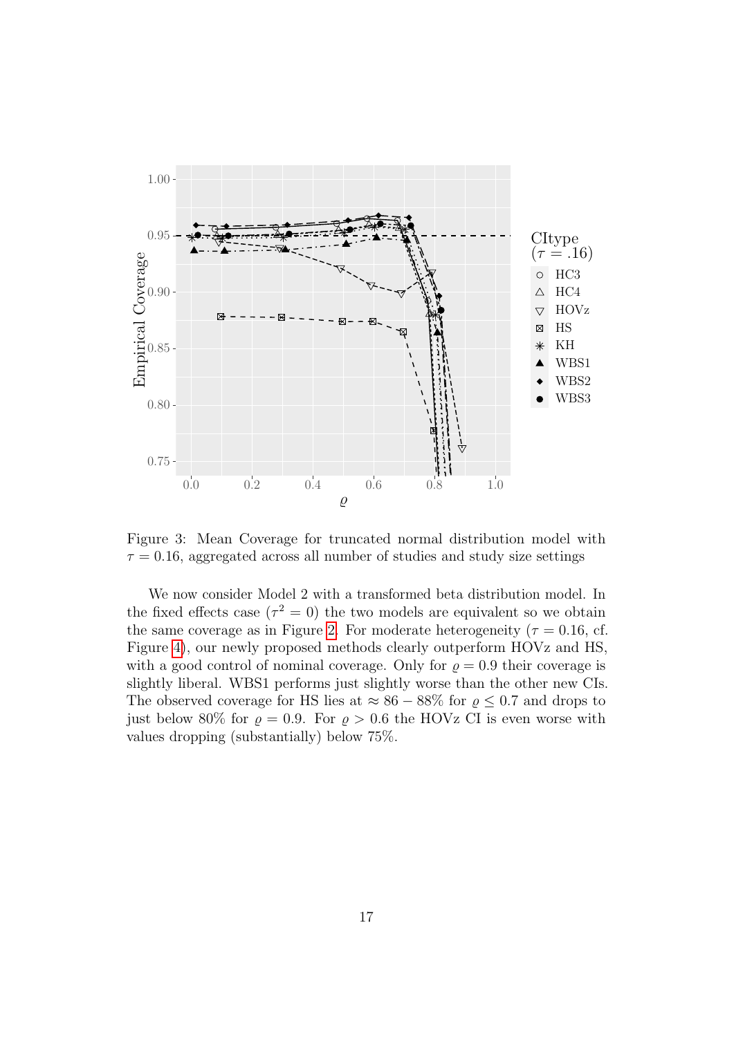Figure 3: Mean Coverage for truncated normal distribution model with $\tau = 0.16$, aggregated across all number of studies and study size settings

We now consider Model 2 with a transformed beta distribution model. In the fixed effects case ($\tau^2 = 0$) the two models are equivalent so we obtain the same coverage as in Figure 2. For moderate heterogeneity ($\tau = 0.16$, cf. Figure 4), our newly proposed methods clearly outperform HOVz and HS, with a good control of nominal coverage. Only for $\varrho = 0.9$ their coverage is slightly liberal. WBS1 performs just slightly worse than the other new CIs. The observed coverage for HS lies at $\approx 86 - 88\%$ for $\varrho \leq 0.7$ and drops to just below 80% for $\varrho = 0.9$. For $\varrho > 0.6$ the HOVz CI is even worse with values dropping (substantially) below 75%.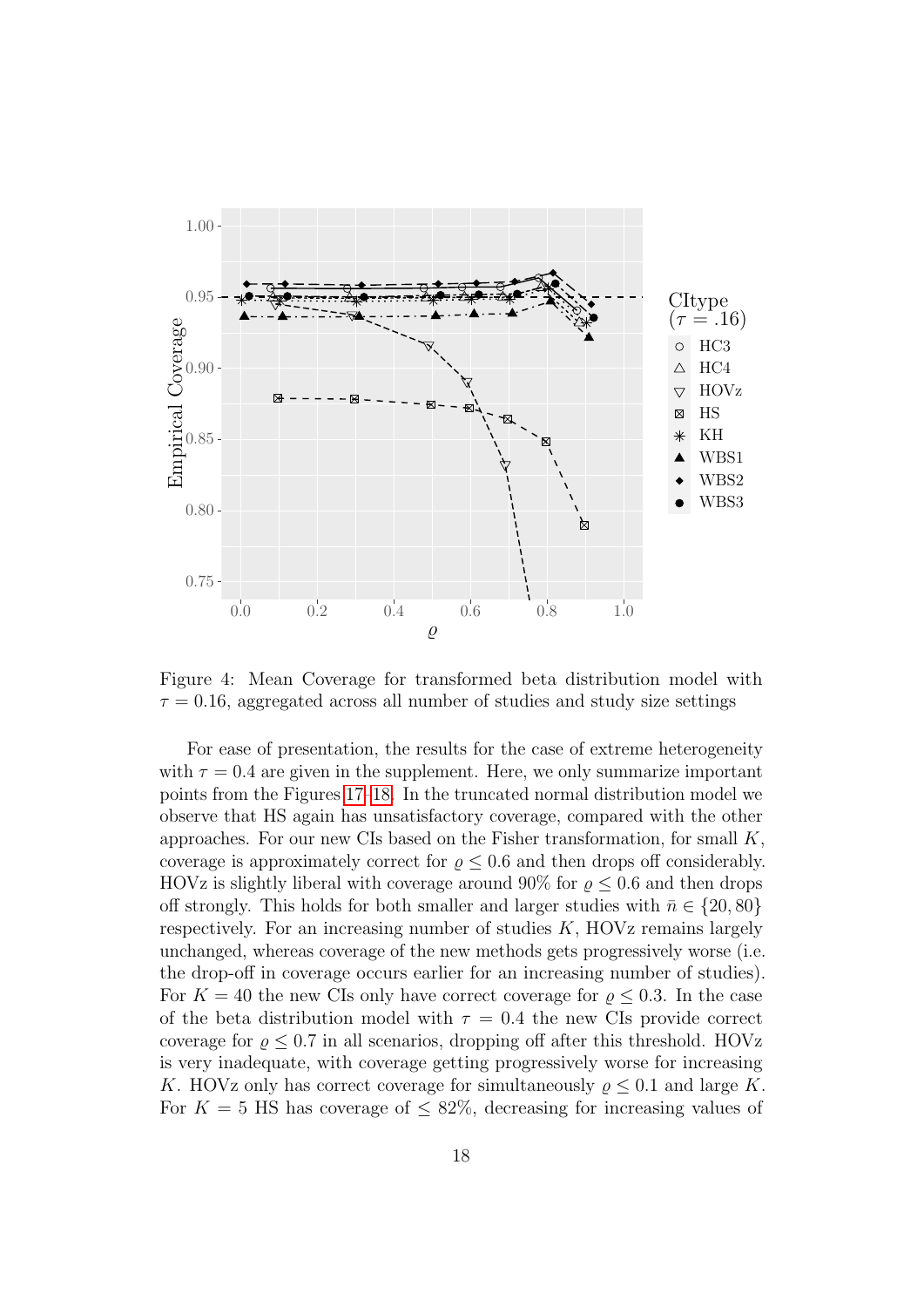Figure 4: Mean Coverage for transformed beta distribution model with $\tau = 0.16$, aggregated across all number of studies and study size settings

For ease of presentation, the results for the case of extreme heterogeneity with $\tau = 0.4$ are given in the supplement. Here, we only summarize important points from the Figures 17–18. In the truncated normal distribution model we observe that HS again has unsatisfactory coverage, compared with the other approaches. For our new CIs based on the Fisher transformation, for small $K$, coverage is approximately correct for $\varrho \leq 0.6$ and then drops off considerably. HOVz is slightly liberal with coverage around 90% for $\varrho \leq 0.6$ and then drops off strongly. This holds for both smaller and larger studies with $\bar{n} \in \{20, 80\}$ respectively. For an increasing number of studies $K$, HOVz remains largely unchanged, whereas coverage of the new methods gets progressively worse (i.e. the drop-off in coverage occurs earlier for an increasing number of studies). For $K = 40$ the new CIs only have correct coverage for $\varrho \leq 0.3$. In the case of the beta distribution model with $\tau = 0.4$ the new CIs provide correct coverage for $\varrho \leq 0.7$ in all scenarios, dropping off after this threshold. HOVz is very inadequate, with coverage getting progressively worse for increasing $K$. HOVz only has correct coverage for simultaneously $\varrho \leq 0.1$ and large $K$. For $K = 5$ HS has coverage of $\leq 82\%$, decreasing for increasing values of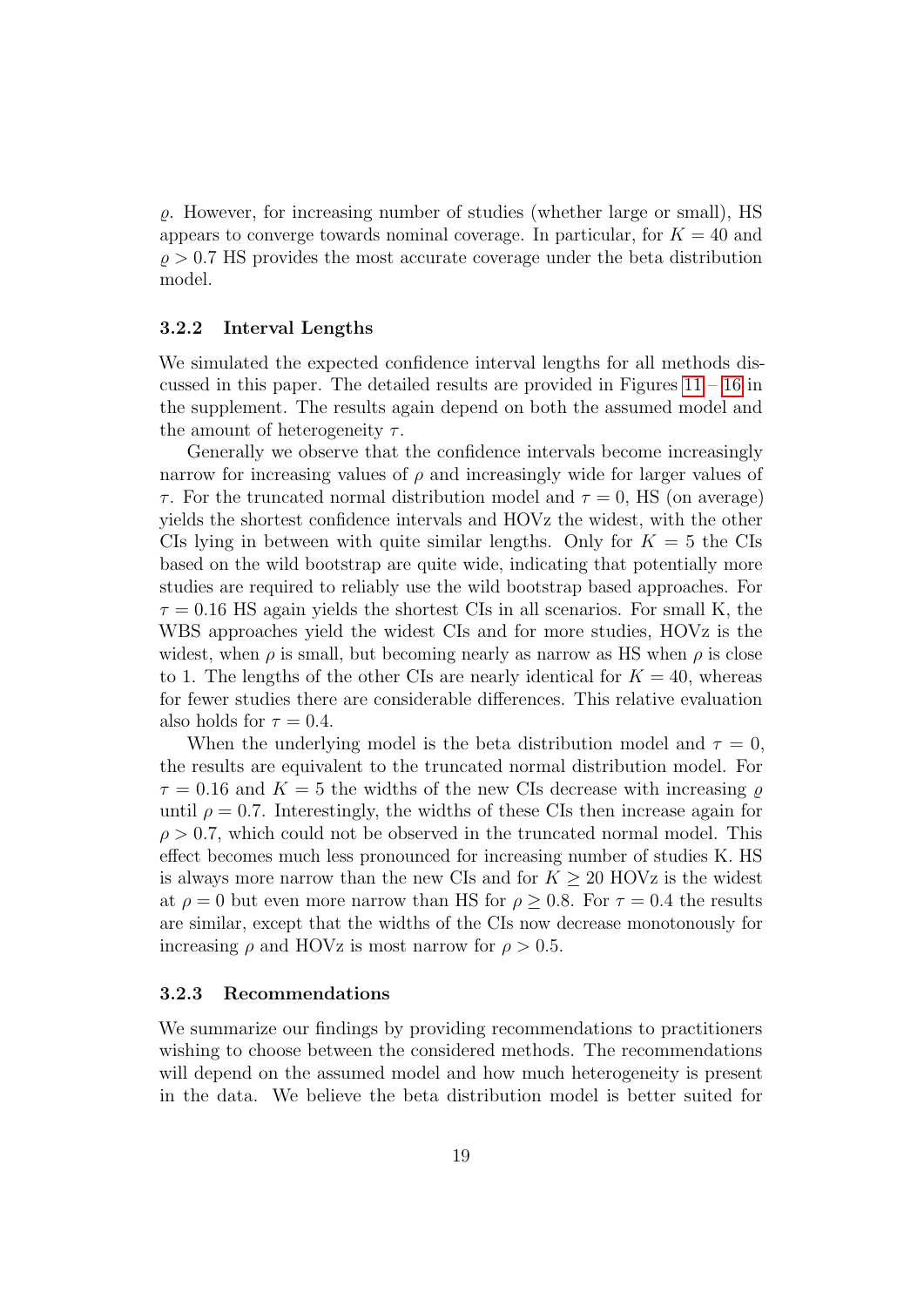$\varrho$. However, for increasing number of studies (whether large or small), HS appears to converge towards nominal coverage. In particular, for $K = 40$ and $\varrho > 0.7$ HS provides the most accurate coverage under the beta distribution model.

### 3.2.2 Interval Lengths

We simulated the expected confidence interval lengths for all methods discussed in this paper. The detailed results are provided in Figures 11 – 16 in the supplement. The results again depend on both the assumed model and the amount of heterogeneity $\tau$.

Generally we observe that the confidence intervals become increasingly narrow for increasing values of $\rho$ and increasingly wide for larger values of $\tau$. For the truncated normal distribution model and $\tau = 0$, HS (on average) yields the shortest confidence intervals and HOVz the widest, with the other CIs lying in between with quite similar lengths. Only for $K = 5$ the CIs based on the wild bootstrap are quite wide, indicating that potentially more studies are required to reliably use the wild bootstrap based approaches. For $\tau = 0.16$ HS again yields the shortest CIs in all scenarios. For small K, the WBS approaches yield the widest CIs and for more studies, HOVz is the widest, when $\rho$ is small, but becoming nearly as narrow as HS when $\rho$ is close to 1. The lengths of the other CIs are nearly identical for $K = 40$, whereas for fewer studies there are considerable differences. This relative evaluation also holds for $\tau = 0.4$.

When the underlying model is the beta distribution model and $\tau = 0$, the results are equivalent to the truncated normal distribution model. For $\tau = 0.16$ and $K = 5$ the widths of the new CIs decrease with increasing $\varrho$ until $\rho = 0.7$. Interestingly, the widths of these CIs then increase again for $\rho > 0.7$, which could not be observed in the truncated normal model. This effect becomes much less pronounced for increasing number of studies K. HS is always more narrow than the new CIs and for $K \geq 20$ HOVz is the widest at $\rho = 0$ but even more narrow than HS for $\rho \geq 0.8$. For $\tau = 0.4$ the results are similar, except that the widths of the CIs now decrease monotonously for increasing $\rho$ and HOVz is most narrow for $\rho > 0.5$.

### 3.2.3 Recommendations

We summarize our findings by providing recommendations to practitioners wishing to choose between the considered methods. The recommendations will depend on the assumed model and how much heterogeneity is present in the data. We believe the beta distribution model is better suited for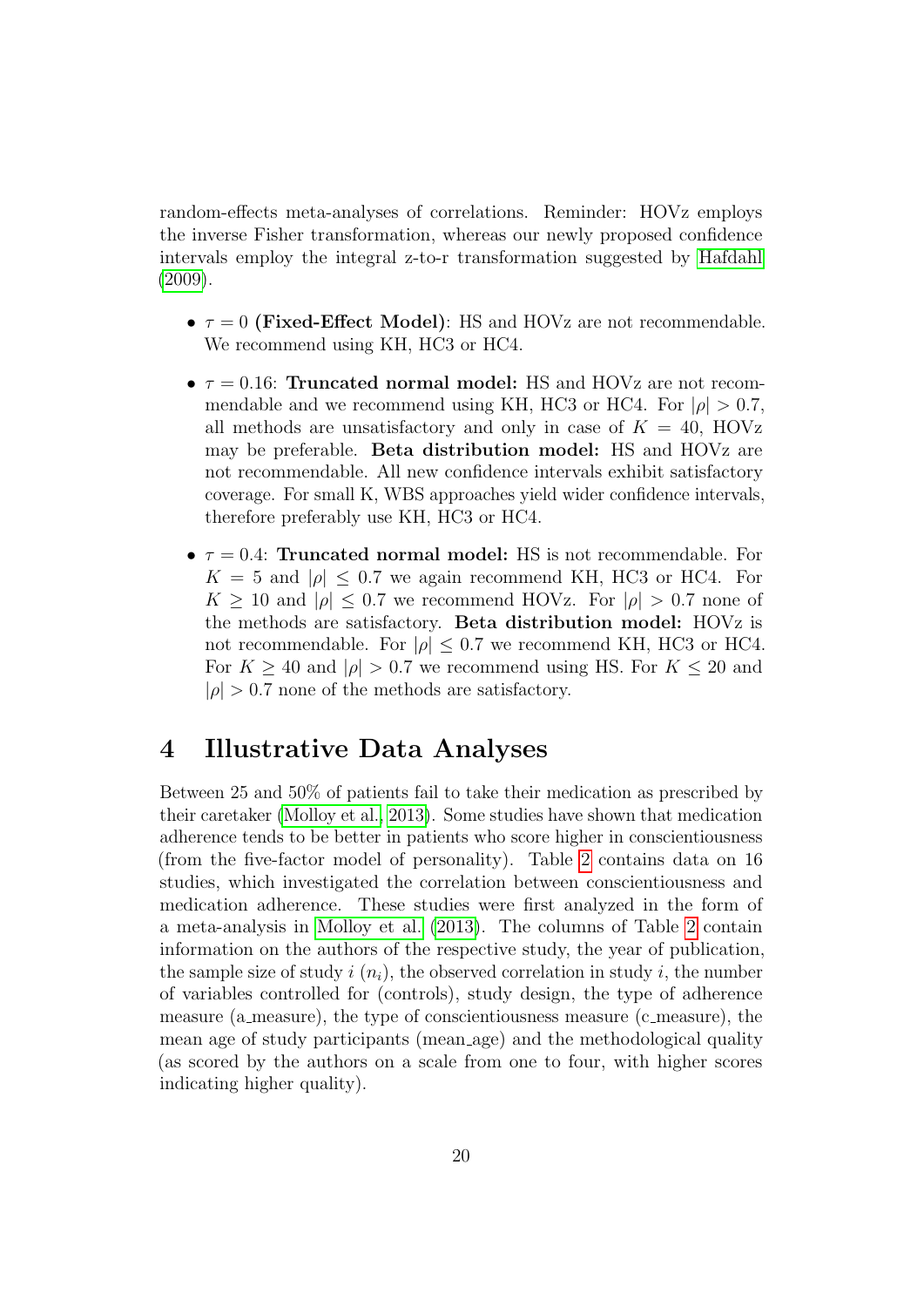random-effects meta-analyses of correlations. Reminder: HOVz employs the inverse Fisher transformation, whereas our newly proposed confidence intervals employ the integral z-to-r transformation suggested by Hafdahl (2009).

- $\tau = 0$ **(Fixed-Effect Model)**: HS and HOVz are not recommendable. We recommend using KH, HC3 or HC4.
- $\tau = 0.16$: **Truncated normal model:** HS and HOVz are not recommendable and we recommend using KH, HC3 or HC4. For $|\rho| > 0.7$, all methods are unsatisfactory and only in case of $K = 40$, HOVz may be preferable. **Beta distribution model:** HS and HOVz are not recommendable. All new confidence intervals exhibit satisfactory coverage. For small K, WBS approaches yield wider confidence intervals, therefore preferably use KH, HC3 or HC4.
- $\tau = 0.4$: **Truncated normal model:** HS is not recommendable. For $K = 5$ and $|\rho| \leq 0.7$ we again recommend KH, HC3 or HC4. For $K \geq 10$ and $|\rho| \leq 0.7$ we recommend HOVz. For $|\rho| > 0.7$ none of the methods are satisfactory. **Beta distribution model:** HOVz is not recommendable. For $|\rho| \leq 0.7$ we recommend KH, HC3 or HC4. For $K \geq 40$ and $|\rho| > 0.7$ we recommend using HS. For $K \leq 20$ and $|\rho| > 0.7$ none of the methods are satisfactory.

# 4 Illustrative Data Analyses

Between 25 and 50% of patients fail to take their medication as prescribed by their caretaker (Molloy et al., 2013). Some studies have shown that medication adherence tends to be better in patients who score higher in conscientiousness (from the five-factor model of personality). Table 2 contains data on 16 studies, which investigated the correlation between conscientiousness and medication adherence. These studies were first analyzed in the form of a meta-analysis in Molloy et al. (2013). The columns of Table 2 contain information on the authors of the respective study, the year of publication, the sample size of study $i$ ($n_i$), the observed correlation in study $i$, the number of variables controlled for (controls), study design, the type of adherence measure (a_measure), the type of conscientiousness measure (c_measure), the mean age of study participants (mean_age) and the methodological quality (as scored by the authors on a scale from one to four, with higher scores indicating higher quality).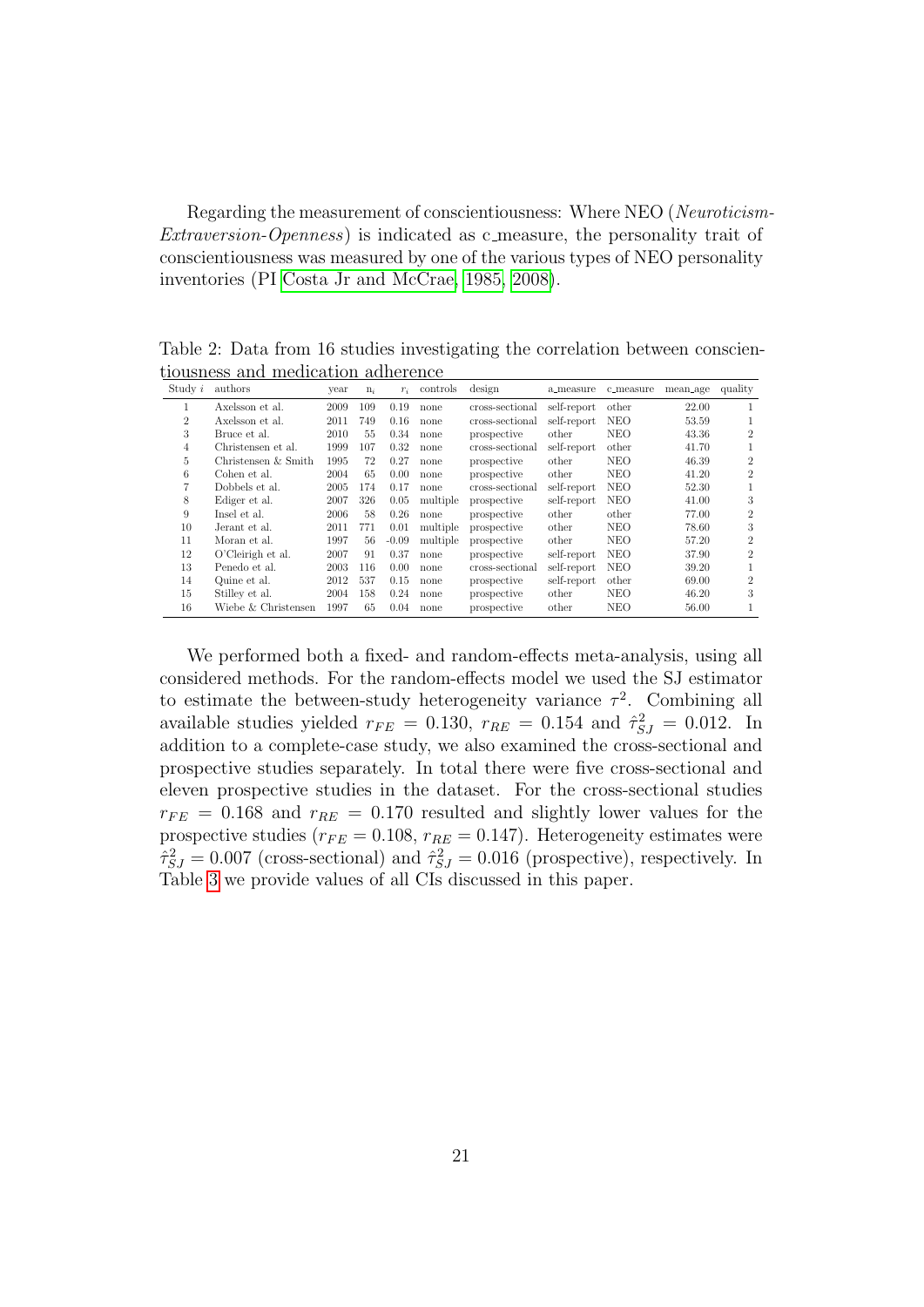Regarding the measurement of conscientiousness: Where NEO (*Neuroticism-Extraversion-Openness*) is indicated as c_measure, the personality trait of conscientiousness was measured by one of the various types of NEO personality inventories (PI Costa Jr and McCrae, 1985, 2008).

Table 2: Data from 16 studies investigating the correlation between conscientiousness and medication adherence

| Study $i$ | authors | year | $n_i$ | $r_i$ | controls | design | a_measure | c_measure | mean_age | quality |
|---|---|---|---|---|---|---|---|---|---|---|
| 1 | Axelsson et al. | 2009 | 109 | 0.19 | none | cross-sectional | self-report | other | 22.00 | 1 |
| 2 | Axelsson et al. | 2011 | 749 | 0.16 | none | cross-sectional | self-report | NEO | 53.59 | 1 |
| 3 | Bruce et al. | 2010 | 55 | 0.34 | none | prospective | other | NEO | 43.36 | 2 |
| 4 | Christensen et al. | 1999 | 107 | 0.32 | none | cross-sectional | self-report | other | 41.70 | 1 |
| 5 | Christensen & Smith | 1995 | 72 | 0.27 | none | prospective | other | NEO | 46.39 | 2 |
| 6 | Cohen et al. | 2004 | 65 | 0.00 | none | prospective | other | NEO | 41.20 | 2 |
| 7 | Dobbels et al. | 2005 | 174 | 0.17 | none | cross-sectional | self-report | NEO | 52.30 | 1 |
| 8 | Ediger et al. | 2007 | 326 | 0.05 | multiple | prospective | self-report | NEO | 41.00 | 3 |
| 9 | Insel et al. | 2006 | 58 | 0.26 | none | prospective | other | other | 77.00 | 2 |
| 10 | Jerant et al. | 2011 | 771 | 0.01 | multiple | prospective | other | NEO | 78.60 | 3 |
| 11 | Moran et al. | 1997 | 56 | -0.09 | multiple | prospective | other | NEO | 57.20 | 2 |
| 12 | O'Cleirigh et al. | 2007 | 91 | 0.37 | none | prospective | self-report | NEO | 37.90 | 2 |
| 13 | Penedo et al. | 2003 | 116 | 0.00 | none | cross-sectional | self-report | NEO | 39.20 | 1 |
| 14 | Quine et al. | 2012 | 537 | 0.15 | none | prospective | self-report | other | 69.00 | 2 |
| 15 | Stilley et al. | 2004 | 158 | 0.24 | none | prospective | other | NEO | 46.20 | 3 |
| 16 | Wiebe & Christensen | 1997 | 65 | 0.04 | none | prospective | other | NEO | 56.00 | 1 |

We performed both a fixed- and random-effects meta-analysis, using all considered methods. For the random-effects model we used the SJ estimator to estimate the between-study heterogeneity variance $\tau^2$. Combining all available studies yielded $r_{FE} = 0.130$, $r_{RE} = 0.154$ and $\hat{\tau}^2_{SJ} = 0.012$. In addition to a complete-case study, we also examined the cross-sectional and prospective studies separately. In total there were five cross-sectional and eleven prospective studies in the dataset. For the cross-sectional studies $r_{FE} = 0.168$ and $r_{RE} = 0.170$ resulted and slightly lower values for the prospective studies ($r_{FE} = 0.108$, $r_{RE} = 0.147$). Heterogeneity estimates were $\hat{\tau}^2_{SJ} = 0.007$ (cross-sectional) and $\hat{\tau}^2_{SJ} = 0.016$ (prospective), respectively. In Table 3 we provide values of all CIs discussed in this paper.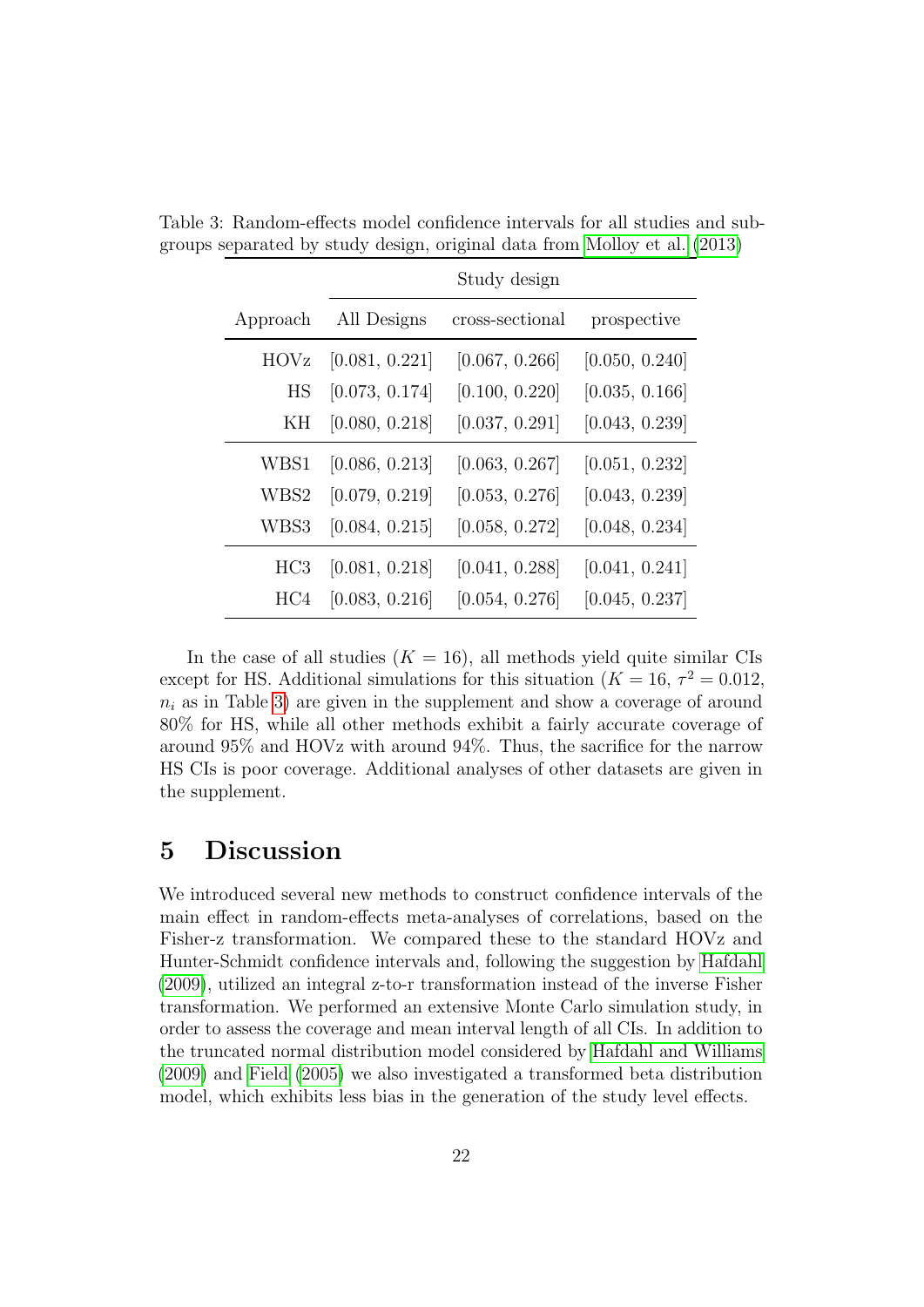Table 3: Random-effects model confidence intervals for all studies and subgroups separated by study design, original data from Molloy et al. (2013)

| | Study design | | |
|---|---|---|---|
| Approach | All Designs | cross-sectional | prospective |
| HOVz | [0.081, 0.221] | [0.067, 0.266] | [0.050, 0.240] |
| HS | [0.073, 0.174] | [0.100, 0.220] | [0.035, 0.166] |
| KH | [0.080, 0.218] | [0.037, 0.291] | [0.043, 0.239] |
| WBS1 | [0.086, 0.213] | [0.063, 0.267] | [0.051, 0.232] |
| WBS2 | [0.079, 0.219] | [0.053, 0.276] | [0.043, 0.239] |
| WBS3 | [0.084, 0.215] | [0.058, 0.272] | [0.048, 0.234] |
| HC3 | [0.081, 0.218] | [0.041, 0.288] | [0.041, 0.241] |
| HC4 | [0.083, 0.216] | [0.054, 0.276] | [0.045, 0.237] |

In the case of all studies ($K = 16$), all methods yield quite similar CIs except for HS. Additional simulations for this situation ($K = 16$, $\tau^2 = 0.012$, $n_i$ as in Table 3) are given in the supplement and show a coverage of around 80% for HS, while all other methods exhibit a fairly accurate coverage of around 95% and HOVz with around 94%. Thus, the sacrifice for the narrow HS CIs is poor coverage. Additional analyses of other datasets are given in the supplement.

# 5 Discussion

We introduced several new methods to construct confidence intervals of the main effect in random-effects meta-analyses of correlations, based on the Fisher-z transformation. We compared these to the standard HOVz and Hunter-Schmidt confidence intervals and, following the suggestion by Hafdahl (2009), utilized an integral z-to-r transformation instead of the inverse Fisher transformation. We performed an extensive Monte Carlo simulation study, in order to assess the coverage and mean interval length of all CIs. In addition to the truncated normal distribution model considered by Hafdahl and Williams (2009) and Field (2005) we also investigated a transformed beta distribution model, which exhibits less bias in the generation of the study level effects.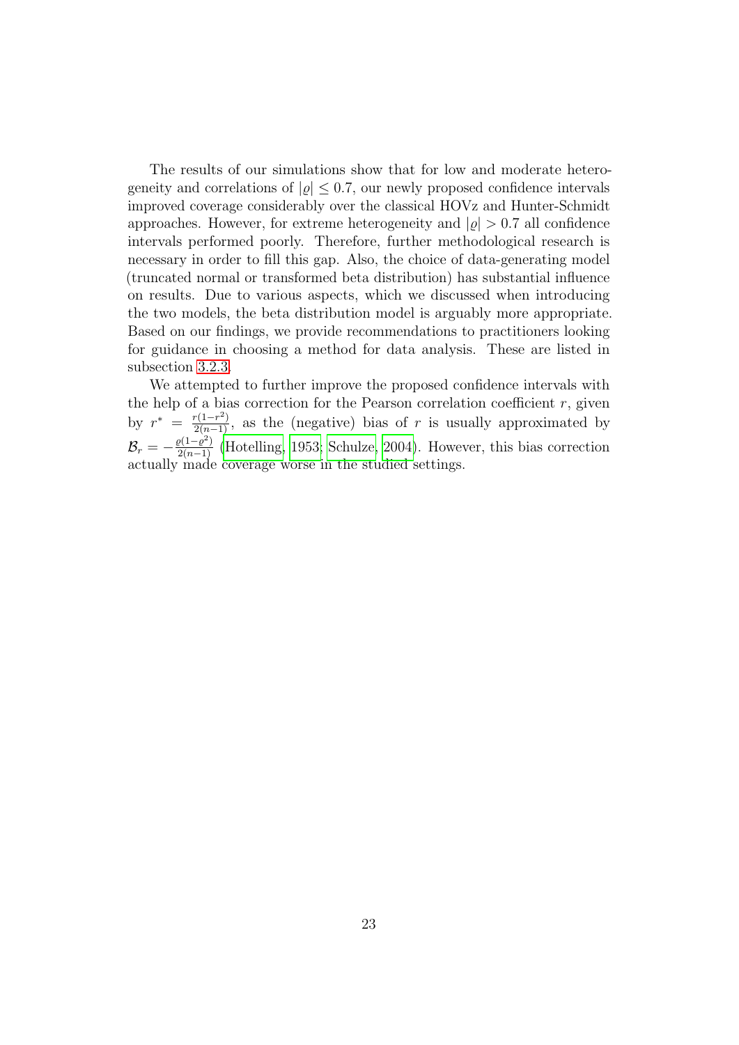The results of our simulations show that for low and moderate heterogeneity and correlations of $|\varrho| \leq 0.7$, our newly proposed confidence intervals improved coverage considerably over the classical HOVz and Hunter-Schmidt approaches. However, for extreme heterogeneity and $|\varrho| > 0.7$ all confidence intervals performed poorly. Therefore, further methodological research is necessary in order to fill this gap. Also, the choice of data-generating model (truncated normal or transformed beta distribution) has substantial influence on results. Due to various aspects, which we discussed when introducing the two models, the beta distribution model is arguably more appropriate. Based on our findings, we provide recommendations to practitioners looking for guidance in choosing a method for data analysis. These are listed in subsection 3.2.3.

We attempted to further improve the proposed confidence intervals with the help of a bias correction for the Pearson correlation coefficient $r$, given by $r^* = \frac{r(1-r^2)}{2(n-1)}$, as the (negative) bias of $r$ is usually approximated by $\mathcal{B}_r = -\frac{\varrho(1-\varrho^2)}{2(n-1)}$ (Hotelling, 1953; Schulze, 2004). However, this bias correction actually made coverage worse in the studied settings.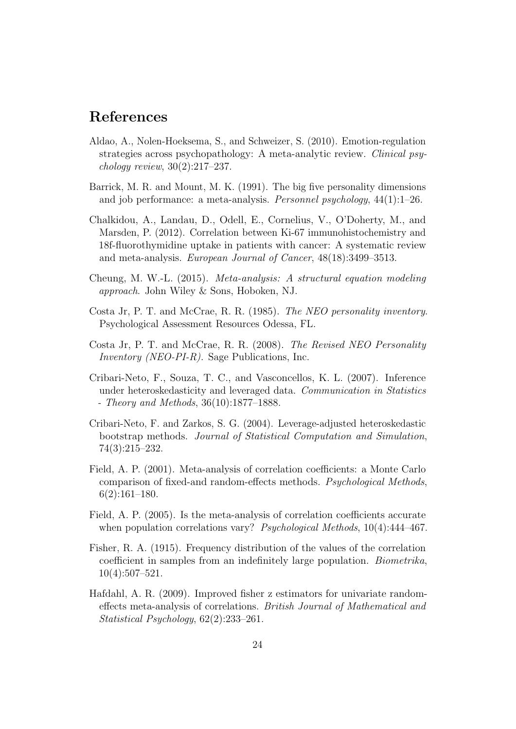# References

Aldao, A., Nolen-Hoeksema, S., and Schweizer, S. (2010). Emotion-regulation strategies across psychopathology: A meta-analytic review. *Clinical psychology review*, 30(2):217–237.

Barrick, M. R. and Mount, M. K. (1991). The big five personality dimensions and job performance: a meta-analysis. *Personnel psychology*, 44(1):1–26.

Chalkidou, A., Landau, D., Odell, E., Cornelius, V., O'Doherty, M., and Marsden, P. (2012). Correlation between Ki-67 immunohistochemistry and 18f-fluorothymidine uptake in patients with cancer: A systematic review and meta-analysis. *European Journal of Cancer*, 48(18):3499–3513.

Cheung, M. W.-L. (2015). *Meta-analysis: A structural equation modeling approach*. John Wiley & Sons, Hoboken, NJ.

Costa Jr, P. T. and McCrae, R. R. (1985). *The NEO personality inventory*. Psychological Assessment Resources Odessa, FL.

Costa Jr, P. T. and McCrae, R. R. (2008). *The Revised NEO Personality Inventory (NEO-PI-R)*. Sage Publications, Inc.

Cribari-Neto, F., Souza, T. C., and Vasconcellos, K. L. (2007). Inference under heteroskedasticity and leveraged data. *Communication in Statistics - Theory and Methods*, 36(10):1877–1888.

Cribari-Neto, F. and Zarkos, S. G. (2004). Leverage-adjusted heteroskedastic bootstrap methods. *Journal of Statistical Computation and Simulation*, 74(3):215–232.

Field, A. P. (2001). Meta-analysis of correlation coefficients: a Monte Carlo comparison of fixed-and random-effects methods. *Psychological Methods*, 6(2):161–180.

Field, A. P. (2005). Is the meta-analysis of correlation coefficients accurate when population correlations vary? *Psychological Methods*, 10(4):444–467.

Fisher, R. A. (1915). Frequency distribution of the values of the correlation coefficient in samples from an indefinitely large population. *Biometrika*, 10(4):507–521.

Hafdahl, A. R. (2009). Improved fisher z estimators for univariate random-effects meta-analysis of correlations. *British Journal of Mathematical and Statistical Psychology*, 62(2):233–261.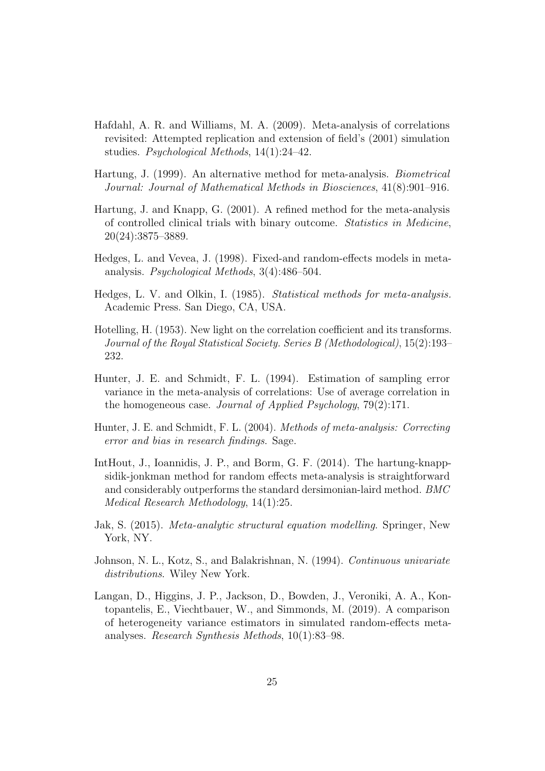Hafdahl, A. R. and Williams, M. A. (2009). Meta-analysis of correlations revisited: Attempted replication and extension of field's (2001) simulation studies. *Psychological Methods*, 14(1):24–42.

Hartung, J. (1999). An alternative method for meta-analysis. *Biometrical Journal: Journal of Mathematical Methods in Biosciences*, 41(8):901–916.

Hartung, J. and Knapp, G. (2001). A refined method for the meta-analysis of controlled clinical trials with binary outcome. *Statistics in Medicine*, 20(24):3875–3889.

Hedges, L. and Vevea, J. (1998). Fixed-and random-effects models in meta-analysis. *Psychological Methods*, 3(4):486–504.

Hedges, L. V. and Olkin, I. (1985). *Statistical methods for meta-analysis.* Academic Press. San Diego, CA, USA.

Hotelling, H. (1953). New light on the correlation coefficient and its transforms. *Journal of the Royal Statistical Society. Series B (Methodological)*, 15(2):193–232.

Hunter, J. E. and Schmidt, F. L. (1994). Estimation of sampling error variance in the meta-analysis of correlations: Use of average correlation in the homogeneous case. *Journal of Applied Psychology*, 79(2):171.

Hunter, J. E. and Schmidt, F. L. (2004). *Methods of meta-analysis: Correcting error and bias in research findings*. Sage.

IntHout, J., Ioannidis, J. P., and Borm, G. F. (2014). The hartung-knapp-sidik-jonkman method for random effects meta-analysis is straightforward and considerably outperforms the standard dersimonian-laird method. *BMC Medical Research Methodology*, 14(1):25.

Jak, S. (2015). *Meta-analytic structural equation modelling*. Springer, New York, NY.

Johnson, N. L., Kotz, S., and Balakrishnan, N. (1994). *Continuous univariate distributions*. Wiley New York.

Langan, D., Higgins, J. P., Jackson, D., Bowden, J., Veroniki, A. A., Kontopantelis, E., Viechtbauer, W., and Simmonds, M. (2019). A comparison of heterogeneity variance estimators in simulated random-effects meta-analyses. *Research Synthesis Methods*, 10(1):83–98.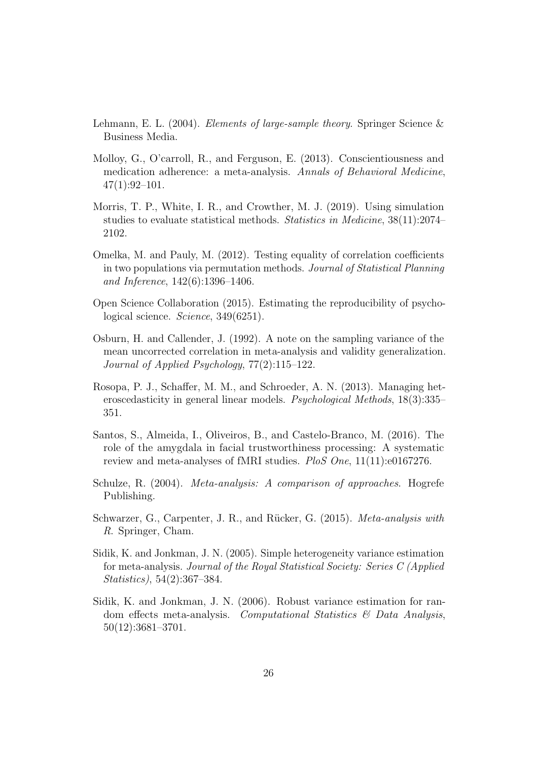Lehmann, E. L. (2004). *Elements of large-sample theory*. Springer Science & Business Media.

Molloy, G., O'carroll, R., and Ferguson, E. (2013). Conscientiousness and medication adherence: a meta-analysis. *Annals of Behavioral Medicine*, 47(1):92–101.

Morris, T. P., White, I. R., and Crowther, M. J. (2019). Using simulation studies to evaluate statistical methods. *Statistics in Medicine*, 38(11):2074–2102.

Omelka, M. and Pauly, M. (2012). Testing equality of correlation coefficients in two populations via permutation methods. *Journal of Statistical Planning and Inference*, 142(6):1396–1406.

Open Science Collaboration (2015). Estimating the reproducibility of psychological science. *Science*, 349(6251).

Osburn, H. and Callender, J. (1992). A note on the sampling variance of the mean uncorrected correlation in meta-analysis and validity generalization. *Journal of Applied Psychology*, 77(2):115–122.

Rosopa, P. J., Schaffer, M. M., and Schroeder, A. N. (2013). Managing heteroscedasticity in general linear models. *Psychological Methods*, 18(3):335–351.

Santos, S., Almeida, I., Oliveiros, B., and Castelo-Branco, M. (2016). The role of the amygdala in facial trustworthiness processing: A systematic review and meta-analyses of fMRI studies. *PloS One*, 11(11):e0167276.

Schulze, R. (2004). *Meta-analysis: A comparison of approaches*. Hogrefe Publishing.

Schwarzer, G., Carpenter, J. R., and Rücker, G. (2015). *Meta-analysis with R*. Springer, Cham.

Sidik, K. and Jonkman, J. N. (2005). Simple heterogeneity variance estimation for meta-analysis. *Journal of the Royal Statistical Society: Series C (Applied Statistics)*, 54(2):367–384.

Sidik, K. and Jonkman, J. N. (2006). Robust variance estimation for random effects meta-analysis. *Computational Statistics & Data Analysis*, 50(12):3681–3701.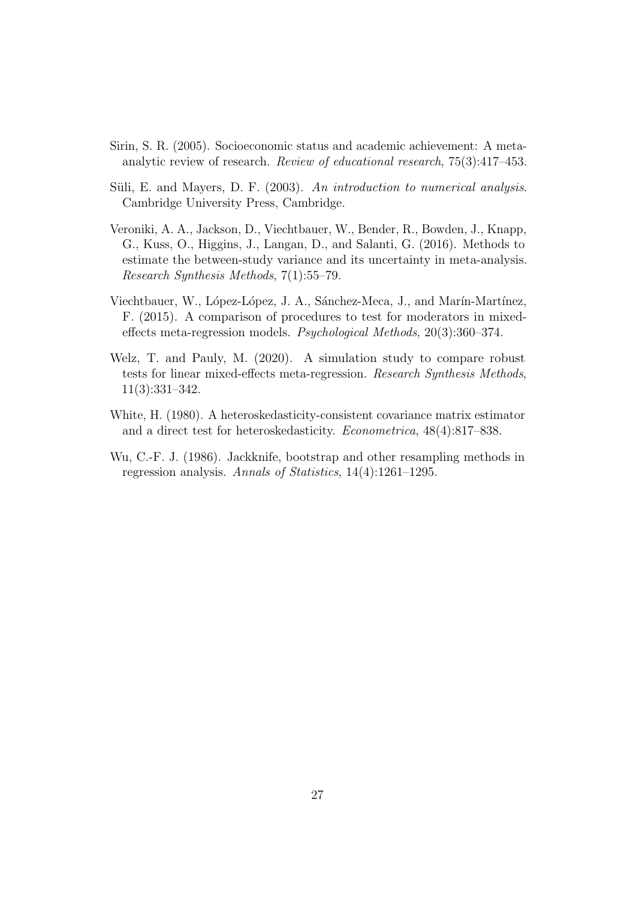Sirin, S. R. (2005). Socioeconomic status and academic achievement: A meta-analytic review of research. *Review of educational research*, 75(3):417–453.

Süli, E. and Mayers, D. F. (2003). *An introduction to numerical analysis*. Cambridge University Press, Cambridge.

Veroniki, A. A., Jackson, D., Viechtbauer, W., Bender, R., Bowden, J., Knapp, G., Kuss, O., Higgins, J., Langan, D., and Salanti, G. (2016). Methods to estimate the between-study variance and its uncertainty in meta-analysis. *Research Synthesis Methods*, 7(1):55–79.

Viechtbauer, W., López-López, J. A., Sánchez-Meca, J., and Marín-Martínez, F. (2015). A comparison of procedures to test for moderators in mixed-effects meta-regression models. *Psychological Methods*, 20(3):360–374.

Welz, T. and Pauly, M. (2020). A simulation study to compare robust tests for linear mixed-effects meta-regression. *Research Synthesis Methods*, 11(3):331–342.

White, H. (1980). A heteroskedasticity-consistent covariance matrix estimator and a direct test for heteroskedasticity. *Econometrica*, 48(4):817–838.

Wu, C.-F. J. (1986). Jackknife, bootstrap and other resampling methods in regression analysis. *Annals of Statistics*, 14(4):1261–1295.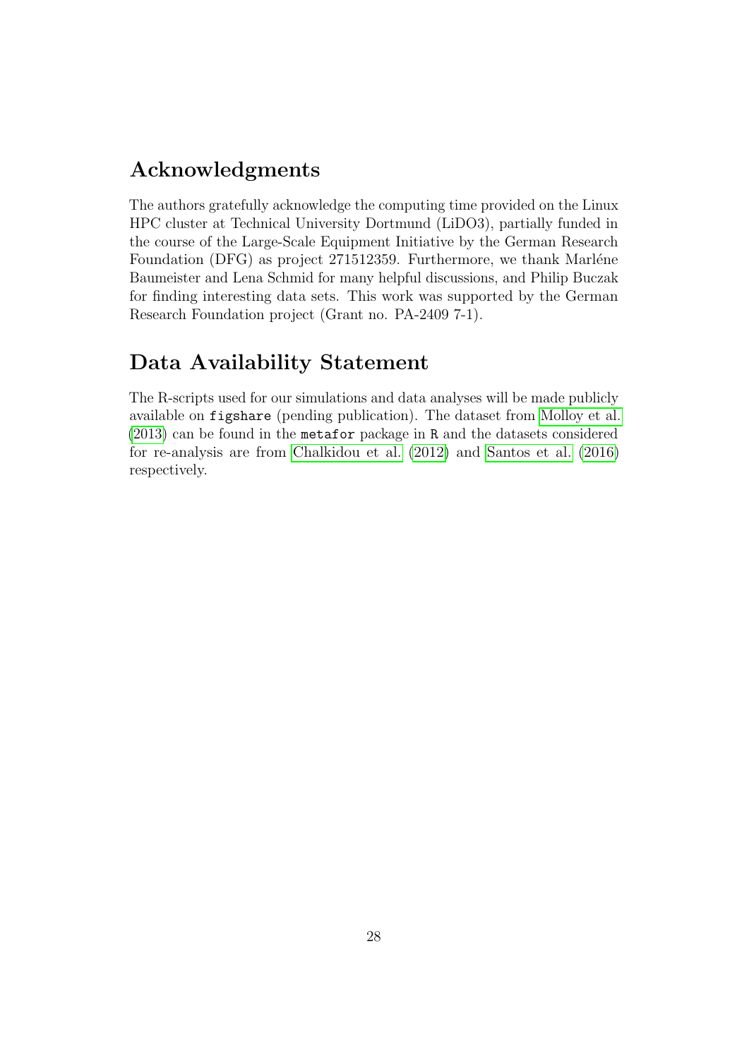## Acknowledgments

The authors gratefully acknowledge the computing time provided on the Linux HPC cluster at Technical University Dortmund (LiDO3), partially funded in the course of the Large-Scale Equipment Initiative by the German Research Foundation (DFG) as project 271512359. Furthermore, we thank Marléne Baumeister and Lena Schmid for many helpful discussions, and Philip Buczak for finding interesting data sets. This work was supported by the German Research Foundation project (Grant no. PA-2409 7-1).

## Data Availability Statement

The R-scripts used for our simulations and data analyses will be made publicly available on `figshare` (pending publication). The dataset from Molloy et al. (2013) can be found in the `metafor` package in `R` and the datasets considered for re-analysis are from Chalkidou et al. (2012) and Santos et al. (2016) respectively.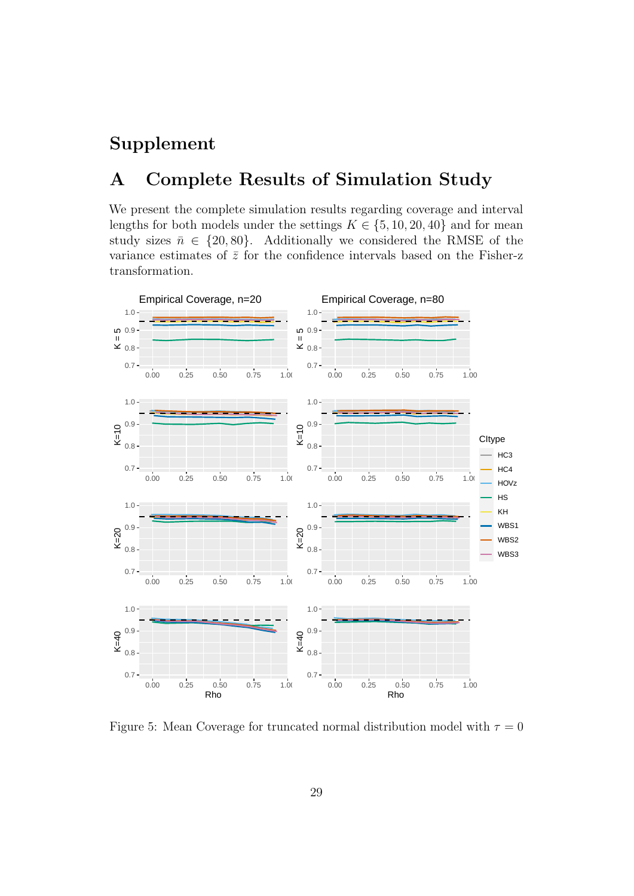# Supplement

## A Complete Results of Simulation Study

We present the complete simulation results regarding coverage and interval lengths for both models under the settings $K \in \{5, 10, 20, 40\}$ and for mean study sizes $\bar{n} \in \{20, 80\}$. Additionally we considered the RMSE of the variance estimates of $\bar{z}$ for the confidence intervals based on the Fisher-z transformation.

Figure 5: Mean Coverage for truncated normal distribution model with $\tau = 0$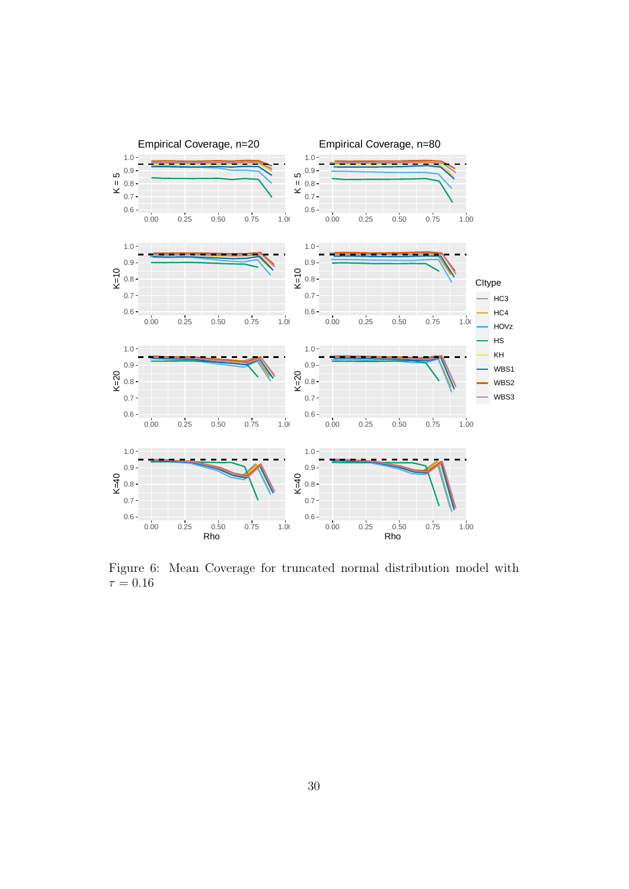Figure 6: Mean Coverage for truncated normal distribution model with $\tau = 0.16$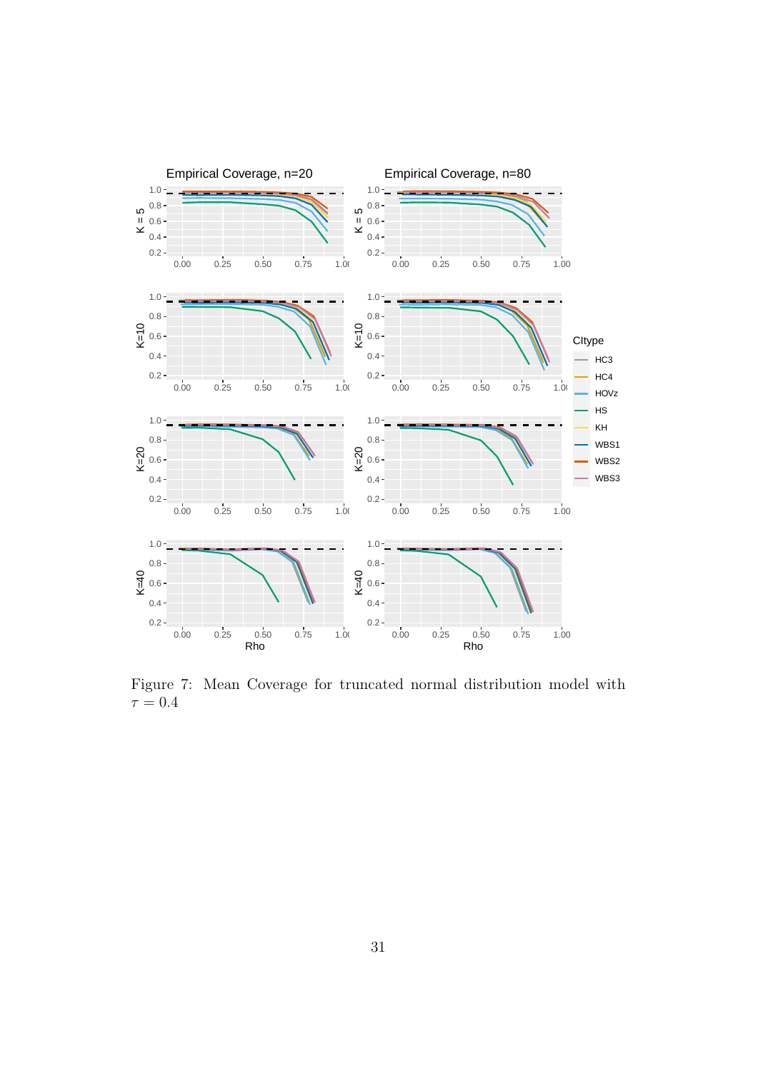Figure 7: Mean Coverage for truncated normal distribution model with $\tau = 0.4$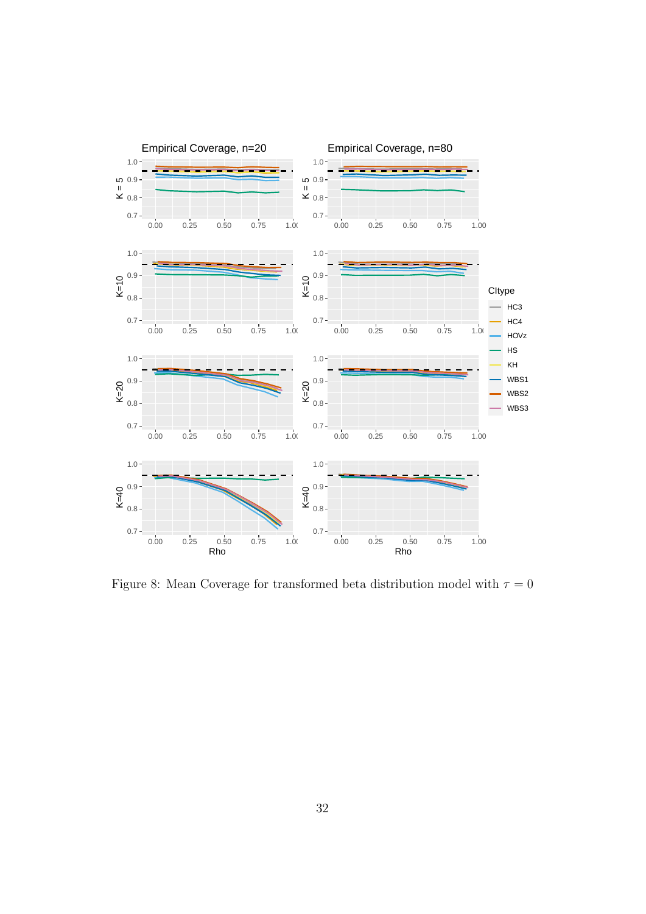Figure 8: Mean Coverage for transformed beta distribution model with $\tau = 0$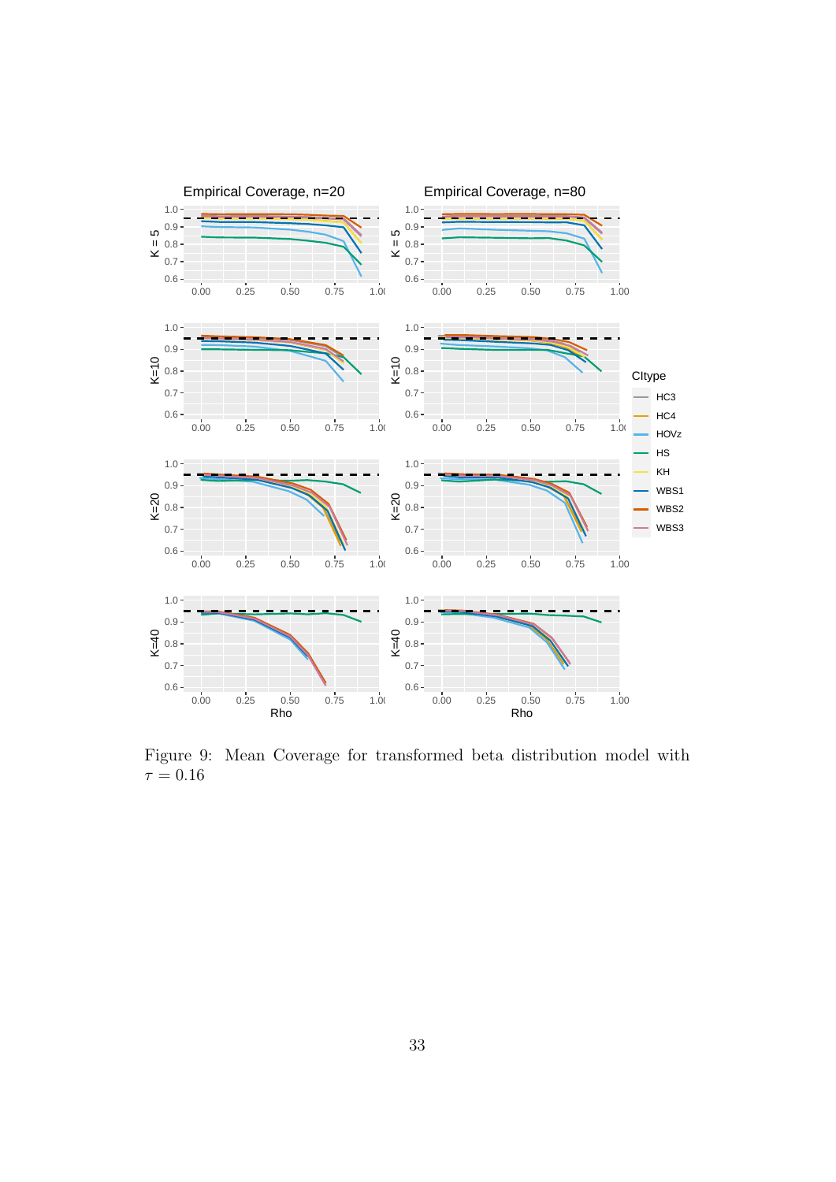Figure 9: Mean Coverage for transformed beta distribution model with $\tau = 0.16$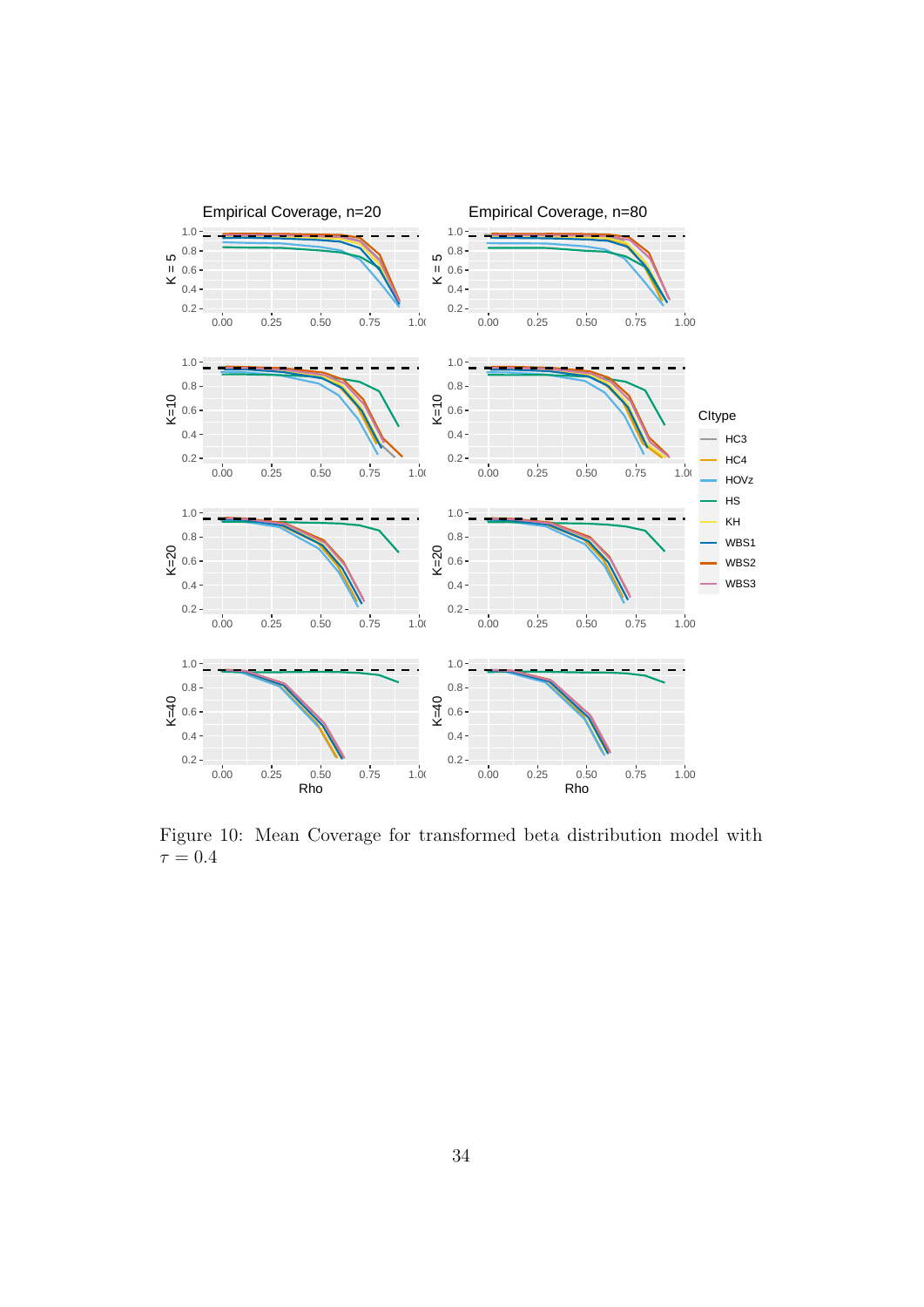Figure 10: Mean Coverage for transformed beta distribution model with $\tau = 0.4$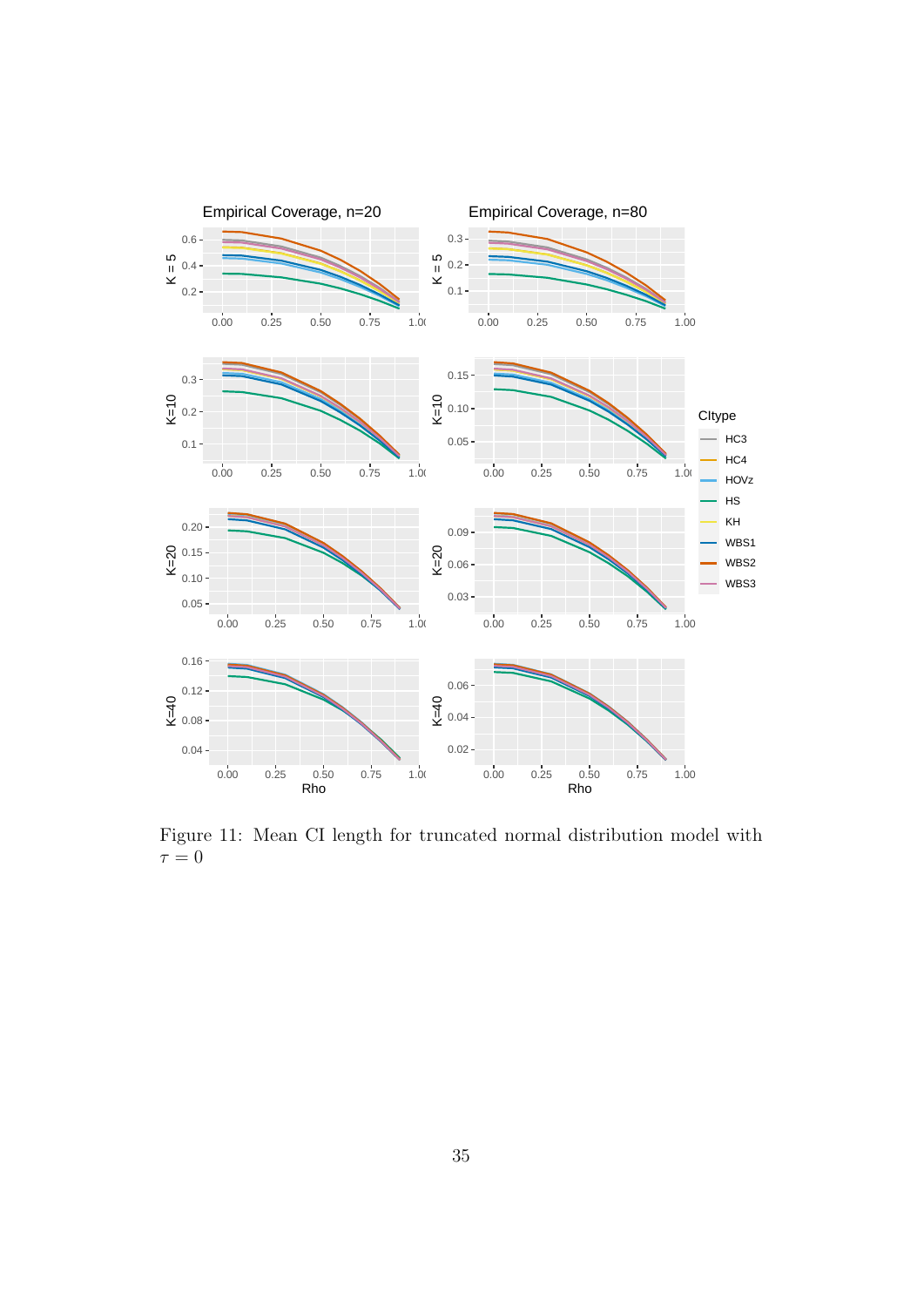Figure 11: Mean CI length for truncated normal distribution model with $\tau = 0$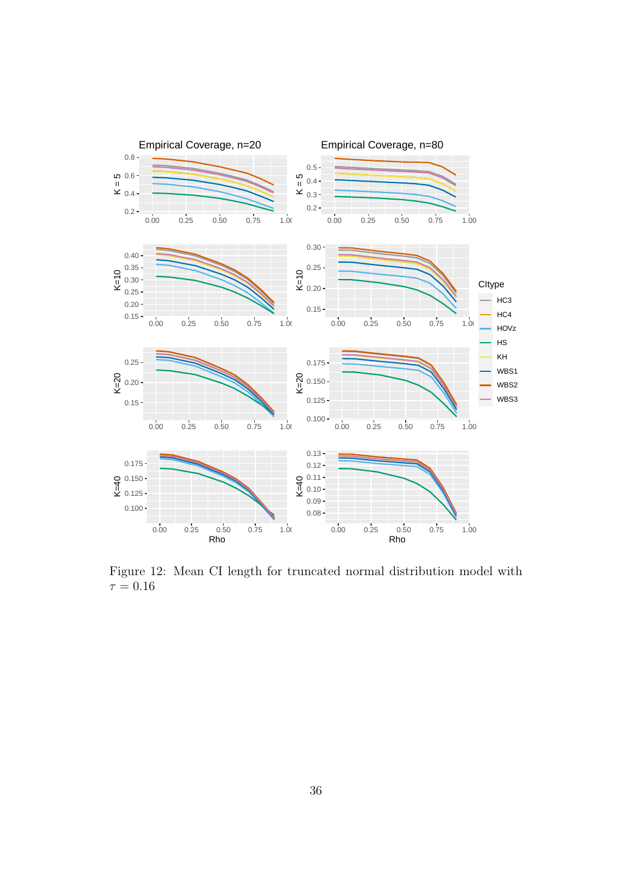Figure 12: Mean CI length for truncated normal distribution model with $\tau = 0.16$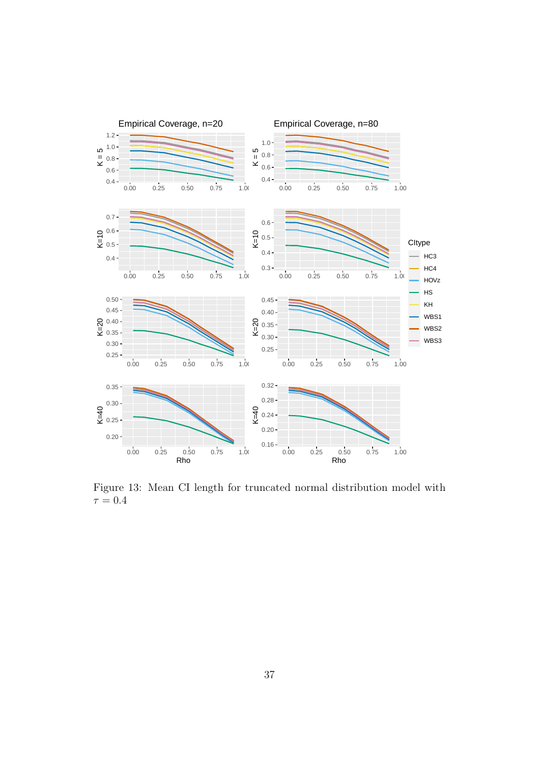Figure 13: Mean CI length for truncated normal distribution model with $\tau = 0.4$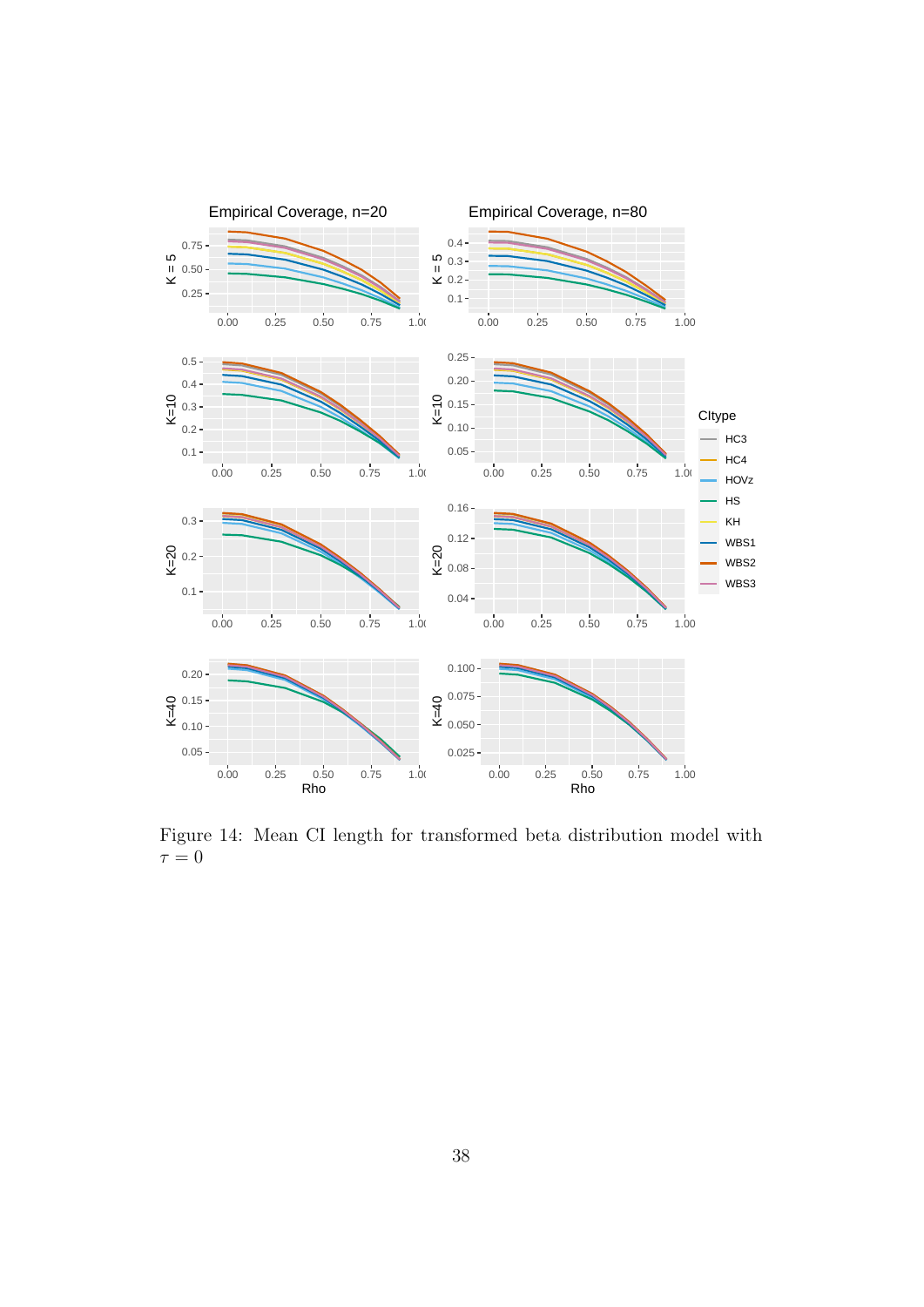Figure 14: Mean CI length for transformed beta distribution model with $\tau = 0$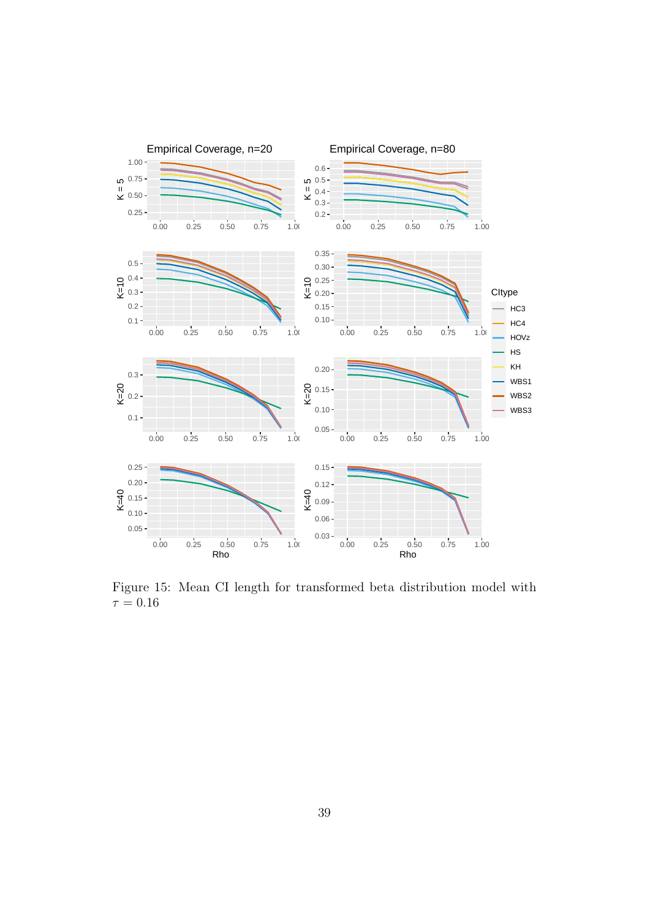Figure 15: Mean CI length for transformed beta distribution model with $\tau = 0.16$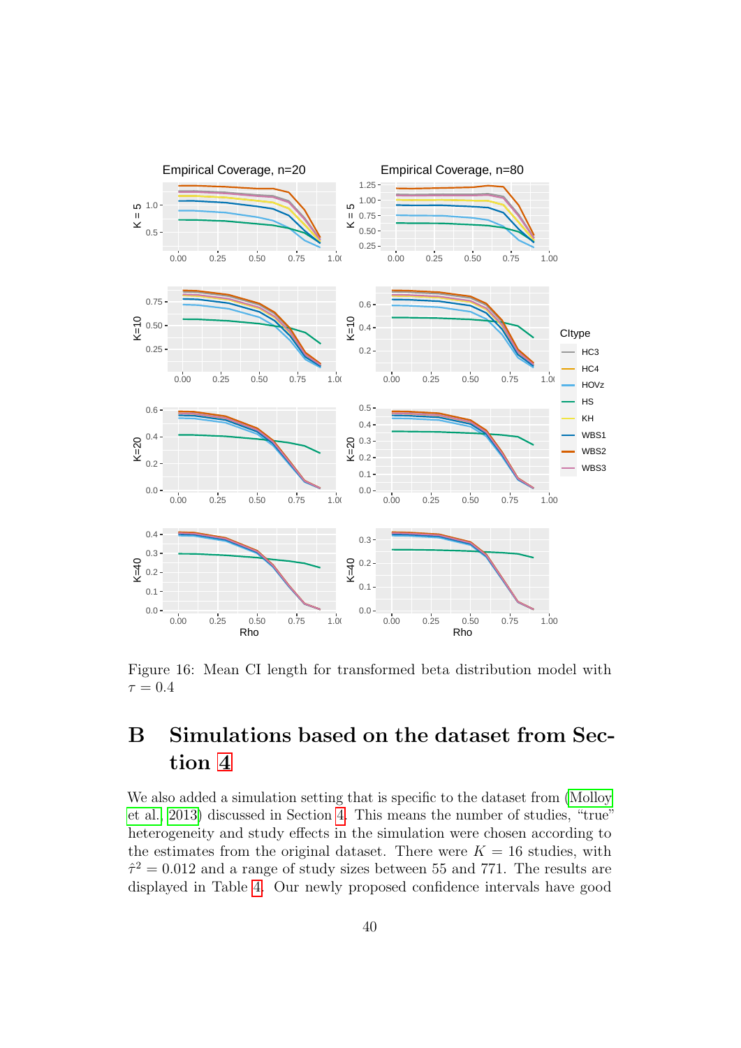Figure 16: Mean CI length for transformed beta distribution model with $\tau = 0.4$

# B Simulations based on the dataset from Section 4

We also added a simulation setting that is specific to the dataset from (Molloy et al., 2013) discussed in Section 4. This means the number of studies, "true" heterogeneity and study effects in the simulation were chosen according to the estimates from the original dataset. There were $K = 16$ studies, with $\hat{\tau}^2 = 0.012$ and a range of study sizes between 55 and 771. The results are displayed in Table 4. Our newly proposed confidence intervals have good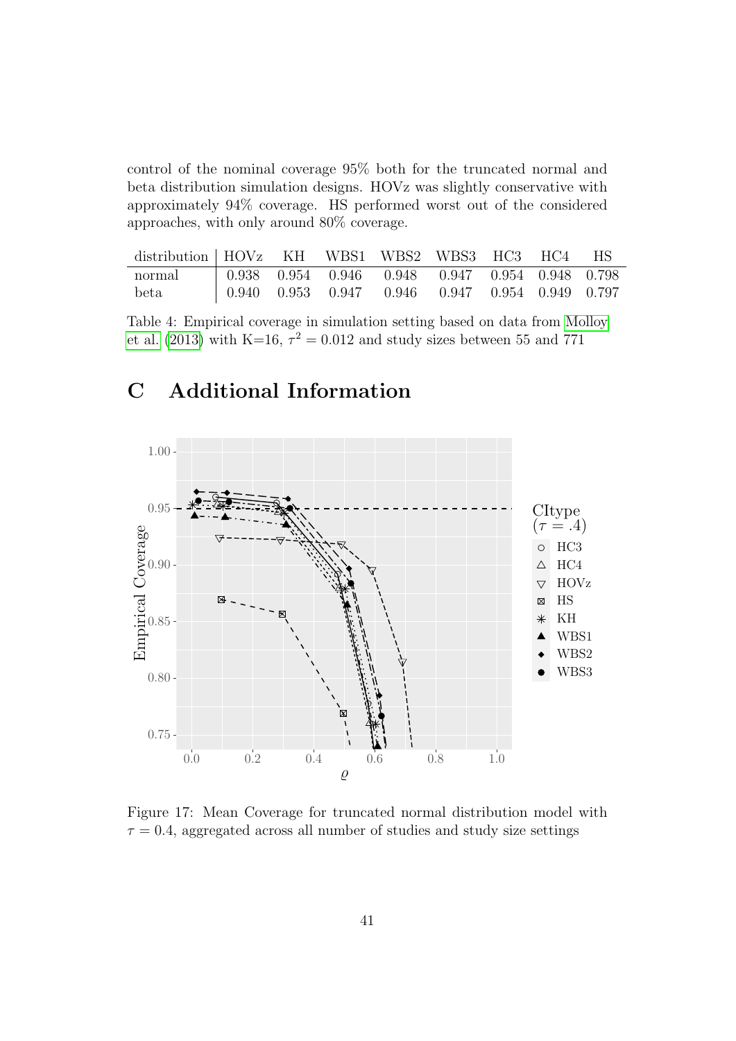control of the nominal coverage 95% both for the truncated normal and beta distribution simulation designs. HOVz was slightly conservative with approximately 94% coverage. HS performed worst out of the considered approaches, with only around 80% coverage.

| distribution | HOVz | KH | WBS1 | WBS2 | WBS3 | HC3 | HC4 | HS |
|---|---|---|---|---|---|---|---|---|
| normal | 0.938 | 0.954 | 0.946 | 0.948 | 0.947 | 0.954 | 0.948 | 0.798 |
| beta | 0.940 | 0.953 | 0.947 | 0.946 | 0.947 | 0.954 | 0.949 | 0.797 |

Table 4: Empirical coverage in simulation setting based on data from Molloy et al. (2013) with K=16, $\tau^2 = 0.012$ and study sizes between 55 and 771

# C Additional Information

Figure 17: Mean Coverage for truncated normal distribution model with $\tau = 0.4$, aggregated across all number of studies and study size settings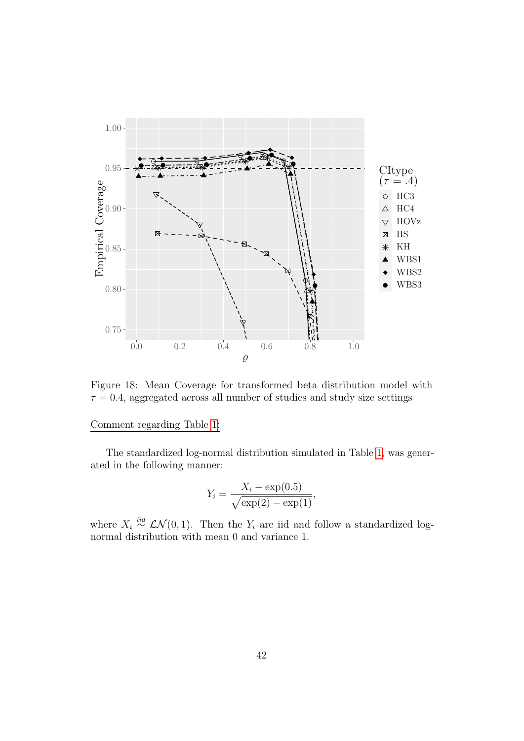Figure 18: Mean Coverage for transformed beta distribution model with $\tau = 0.4$, aggregated across all number of studies and study size settings

Comment regarding Table 1:

The standardized log-normal distribution simulated in Table 1, was generated in the following manner:

$$Y_i = \frac{X_i - \exp(0.5)}{\sqrt{\exp(2) - \exp(1)}},$$

where $X_i \overset{iid}{\sim} \mathcal{LN}(0, 1)$. Then the $Y_i$ are iid and follow a standardized log-normal distribution with mean 0 and variance 1.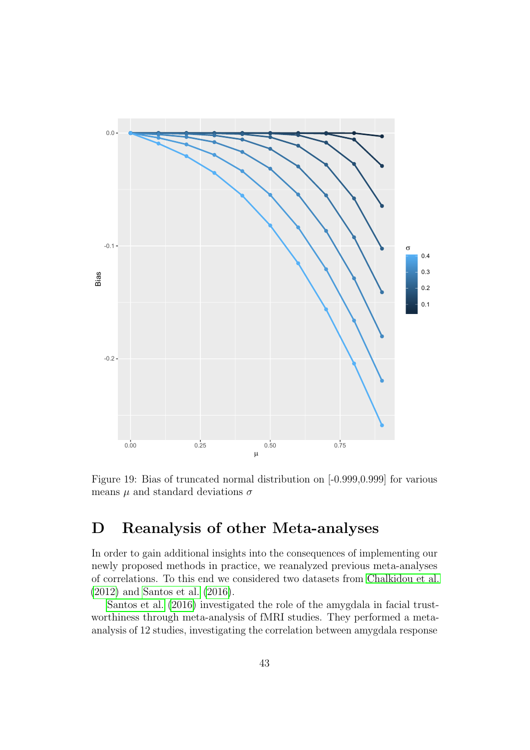Figure 19: Bias of truncated normal distribution on [-0.999,0.999] for various means $\mu$ and standard deviations $\sigma$

## D Reanalysis of other Meta-analyses

In order to gain additional insights into the consequences of implementing our newly proposed methods in practice, we reanalyzed previous meta-analyses of correlations. To this end we considered two datasets from Chalkidou et al. (2012) and Santos et al. (2016).

Santos et al. (2016) investigated the role of the amygdala in facial trustworthiness through meta-analysis of fMRI studies. They performed a meta-analysis of 12 studies, investigating the correlation between amygdala response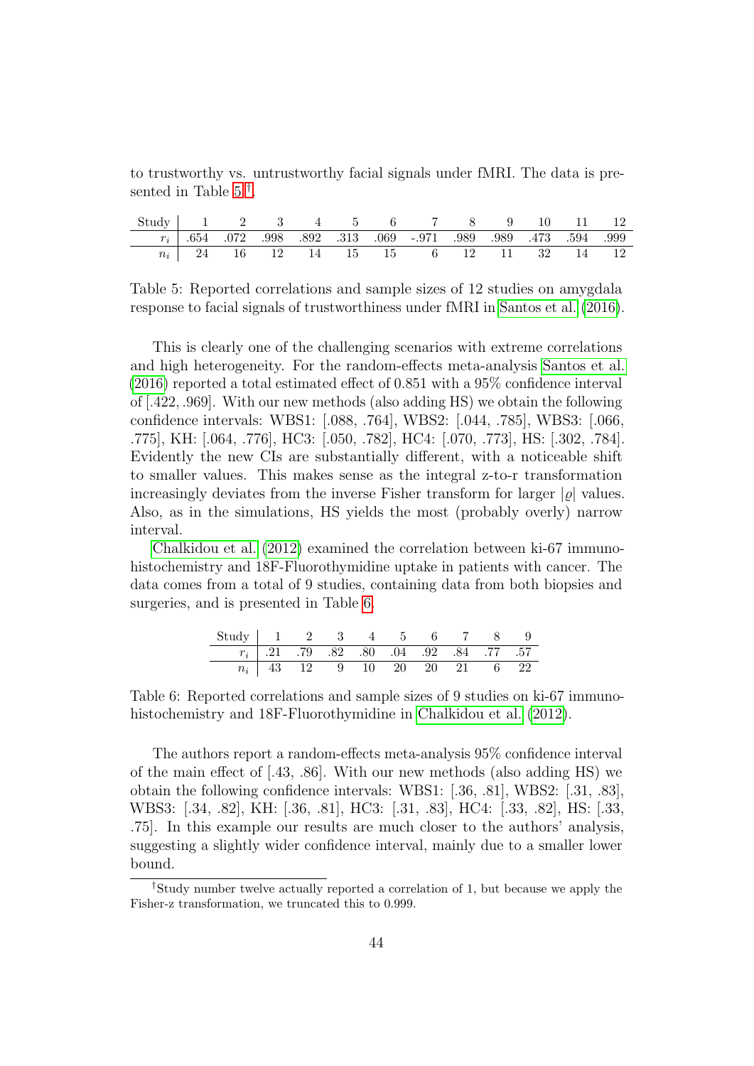to trustworthy vs. untrustworthy facial signals under fMRI. The data is presented in Table 5[†].

| Study | 1 | 2 | 3 | 4 | 5 | 6 | 7 | 8 | 9 | 10 | 11 | 12 |
|---|---|---|---|---|---|---|---|---|---|---|---|---|
| $r_i$ | .654 | .072 | .998 | .892 | .313 | .069 | -.971 | .989 | .989 | .473 | .594 | .999 |
| $n_i$ | 24 | 16 | 12 | 14 | 15 | 15 | 6 | 12 | 11 | 32 | 14 | 12 |

Table 5: Reported correlations and sample sizes of 12 studies on amygdala response to facial signals of trustworthiness under fMRI in Santos et al. (2016).

This is clearly one of the challenging scenarios with extreme correlations and high heterogeneity. For the random-effects meta-analysis Santos et al. (2016) reported a total estimated effect of 0.851 with a 95% confidence interval of [.422, .969]. With our new methods (also adding HS) we obtain the following confidence intervals: WBS1: [.088, .764], WBS2: [.044, .785], WBS3: [.066, .775], KH: [.064, .776], HC3: [.050, .782], HC4: [.070, .773], HS: [.302, .784]. Evidently the new CIs are substantially different, with a noticeable shift to smaller values. This makes sense as the integral z-to-r transformation increasingly deviates from the inverse Fisher transform for larger $|\varrho|$ values. Also, as in the simulations, HS yields the most (probably overly) narrow interval.

Chalkidou et al. (2012) examined the correlation between ki-67 immunohistochemistry and 18F-Fluorothymidine uptake in patients with cancer. The data comes from a total of 9 studies, containing data from both biopsies and surgeries, and is presented in Table 6.

| Study | 1 | 2 | 3 | 4 | 5 | 6 | 7 | 8 | 9 |
|---|---|---|---|---|---|---|---|---|---|
| $r_i$ | .21 | .79 | .82 | .80 | .04 | .92 | .84 | .77 | .57 |
| $n_i$ | 43 | 12 | 9 | 10 | 20 | 20 | 21 | 6 | 22 |

Table 6: Reported correlations and sample sizes of 9 studies on ki-67 immunohistochemistry and 18F-Fluorothymidine in Chalkidou et al. (2012).

The authors report a random-effects meta-analysis 95% confidence interval of the main effect of [.43, .86]. With our new methods (also adding HS) we obtain the following confidence intervals: WBS1: [.36, .81], WBS2: [.31, .83], WBS3: [.34, .82], KH: [.36, .81], HC3: [.31, .83], HC4: [.33, .82], HS: [.33, .75]. In this example our results are much closer to the authors' analysis, suggesting a slightly wider confidence interval, mainly due to a smaller lower bound.

[†]Study number twelve actually reported a correlation of 1, but because we apply the Fisher-z transformation, we truncated this to 0.999.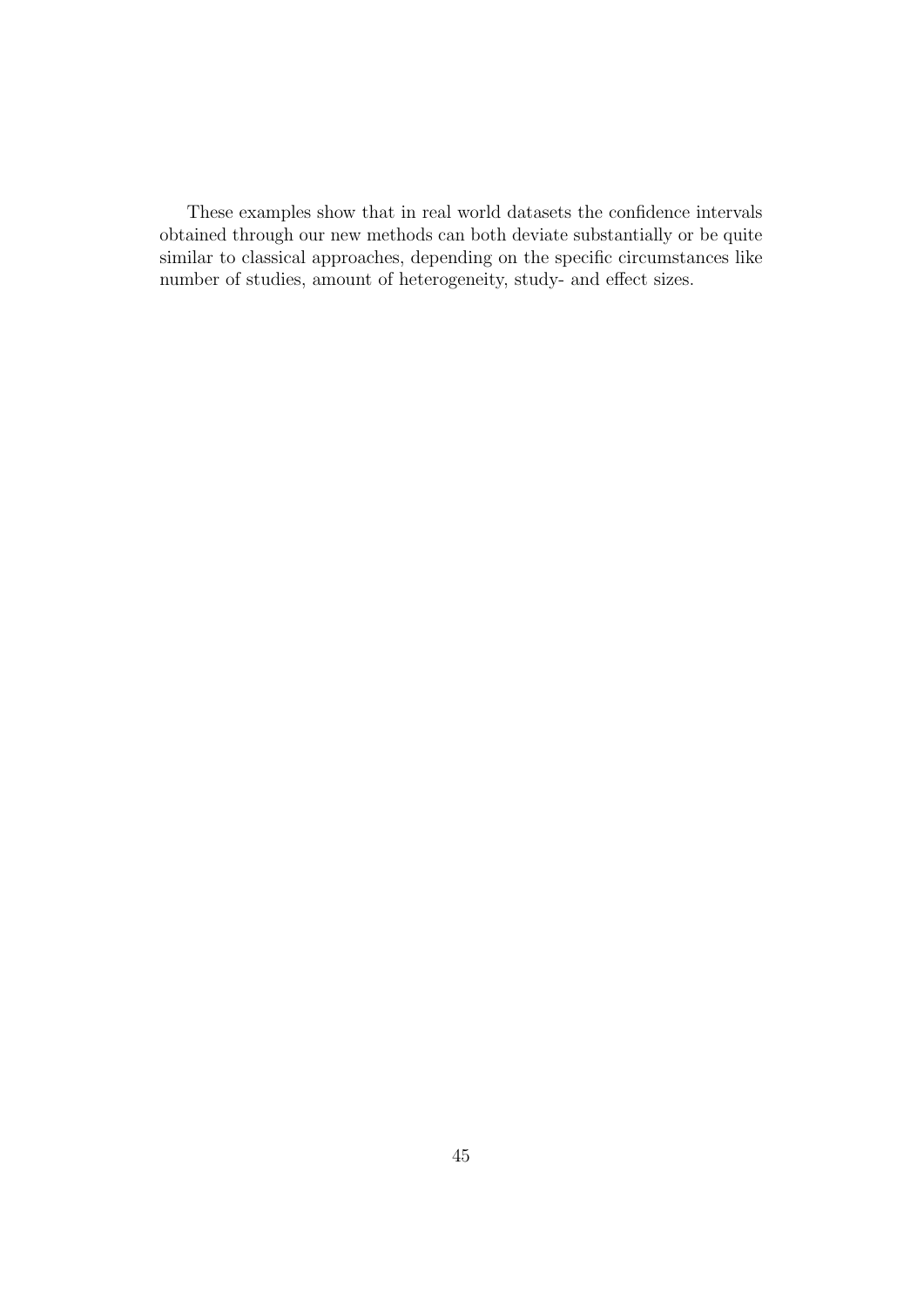These examples show that in real world datasets the confidence intervals obtained through our new methods can both deviate substantially or be quite similar to classical approaches, depending on the specific circumstances like number of studies, amount of heterogeneity, study- and effect sizes.